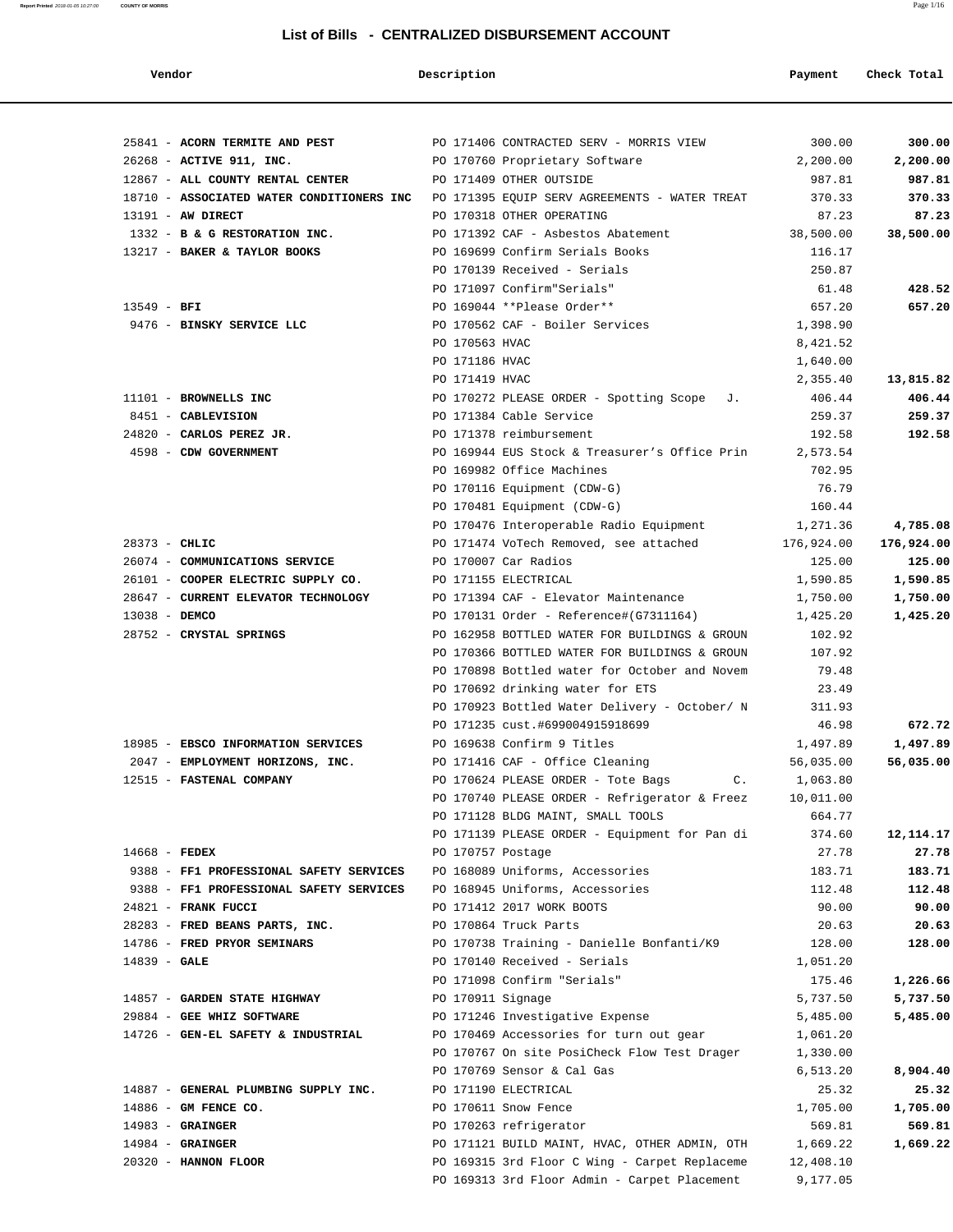## List of Bills - CENTRALIZED DISBURSEMENT ACCOUNT

| Vendor | Description | Payment | Check Total |
|---|---|---|---|
| 25841 - **ACORN TERMITE AND PEST** | PO 171406 CONTRACTED SERV - MORRIS VIEW | 300.00 | **300.00** |
| 26268 - **ACTIVE 911, INC.** | PO 170760 Proprietary Software | 2,200.00 | **2,200.00** |
| 12867 - **ALL COUNTY RENTAL CENTER** | PO 171409 OTHER OUTSIDE | 987.81 | **987.81** |
| 18710 - **ASSOCIATED WATER CONDITIONERS INC** | PO 171395 EQUIP SERV AGREEMENTS - WATER TREAT | 370.33 | **370.33** |
| 13191 - **AW DIRECT** | PO 170318 OTHER OPERATING | 87.23 | **87.23** |
| 1332 - **B & G RESTORATION INC.** | PO 171392 CAF - Asbestos Abatement | 38,500.00 | **38,500.00** |
| 13217 - **BAKER & TAYLOR BOOKS** | PO 169699 Confirm Serials Books | 116.17 | |
| | PO 170139 Received - Serials | 250.87 | |
| | PO 171097 Confirm"Serials" | 61.48 | **428.52** |
| 13549 - **BFI** | PO 169044 **Please Order** | 657.20 | **657.20** |
| 9476 - **BINSKY SERVICE LLC** | PO 170562 CAF - Boiler Services | 1,398.90 | |
| | PO 170563 HVAC | 8,421.52 | |
| | PO 171186 HVAC | 1,640.00 | |
| | PO 171419 HVAC | 2,355.40 | **13,815.82** |
| 11101 - **BROWNELLS INC** | PO 170272 PLEASE ORDER - Spotting Scope J. | 406.44 | **406.44** |
| 8451 - **CABLEVISION** | PO 171384 Cable Service | 259.37 | **259.37** |
| 24820 - **CARLOS PEREZ JR.** | PO 171378 reimbursement | 192.58 | **192.58** |
| 4598 - **CDW GOVERNMENT** | PO 169944 EUS Stock & Treasurer's Office Prin | 2,573.54 | |
| | PO 169982 Office Machines | 702.95 | |
| | PO 170116 Equipment (CDW-G) | 76.79 | |
| | PO 170481 Equipment (CDW-G) | 160.44 | |
| | PO 170476 Interoperable Radio Equipment | 1,271.36 | **4,785.08** |
| 28373 - **CHLIC** | PO 171474 VoTech Removed, see attached | 176,924.00 | **176,924.00** |
| 26074 - **COMMUNICATIONS SERVICE** | PO 170007 Car Radios | 125.00 | **125.00** |
| 26101 - **COOPER ELECTRIC SUPPLY CO.** | PO 171155 ELECTRICAL | 1,590.85 | **1,590.85** |
| 28647 - **CURRENT ELEVATOR TECHNOLOGY** | PO 171394 CAF - Elevator Maintenance | 1,750.00 | **1,750.00** |
| 13038 - **DEMCO** | PO 170131 Order - Reference#(G7311164) | 1,425.20 | **1,425.20** |
| 28752 - **CRYSTAL SPRINGS** | PO 162958 BOTTLED WATER FOR BUILDINGS & GROUN | 102.92 | |
| | PO 170366 BOTTLED WATER FOR BUILDINGS & GROUN | 107.92 | |
| | PO 170898 Bottled water for October and Novem | 79.48 | |
| | PO 170692 drinking water for ETS | 23.49 | |
| | PO 170923 Bottled Water Delivery - October/ N | 311.93 | |
| | PO 171235 cust.#699004915918699 | 46.98 | **672.72** |
| 18985 - **EBSCO INFORMATION SERVICES** | PO 169638 Confirm 9 Titles | 1,497.89 | **1,497.89** |
| 2047 - **EMPLOYMENT HORIZONS, INC.** | PO 171416 CAF - Office Cleaning | 56,035.00 | **56,035.00** |
| 12515 - **FASTENAL COMPANY** | PO 170624 PLEASE ORDER - Tote Bags C. | 1,063.80 | |
| | PO 170740 PLEASE ORDER - Refrigerator & Freez | 10,011.00 | |
| | PO 171128 BLDG MAINT, SMALL TOOLS | 664.77 | |
| | PO 171139 PLEASE ORDER - Equipment for Pan di | 374.60 | **12,114.17** |
| 14668 - **FEDEX** | PO 170757 Postage | 27.78 | **27.78** |
| 9388 - **FF1 PROFESSIONAL SAFETY SERVICES** | PO 168089 Uniforms, Accessories | 183.71 | **183.71** |
| 9388 - **FF1 PROFESSIONAL SAFETY SERVICES** | PO 168945 Uniforms, Accessories | 112.48 | **112.48** |
| 24821 - **FRANK FUCCI** | PO 171412 2017 WORK BOOTS | 90.00 | **90.00** |
| 28283 - **FRED BEANS PARTS, INC.** | PO 170864 Truck Parts | 20.63 | **20.63** |
| 14786 - **FRED PRYOR SEMINARS** | PO 170738 Training - Danielle Bonfanti/K9 | 128.00 | **128.00** |
| 14839 - **GALE** | PO 170140 Received - Serials | 1,051.20 | |
| | PO 171098 Confirm "Serials" | 175.46 | **1,226.66** |
| 14857 - **GARDEN STATE HIGHWAY** | PO 170911 Signage | 5,737.50 | **5,737.50** |
| 29884 - **GEE WHIZ SOFTWARE** | PO 171246 Investigative Expense | 5,485.00 | **5,485.00** |
| 14726 - **GEN-EL SAFETY & INDUSTRIAL** | PO 170469 Accessories for turn out gear | 1,061.20 | |
| | PO 170767 On site PosiCheck Flow Test Drager | 1,330.00 | |
| | PO 170769 Sensor & Cal Gas | 6,513.20 | **8,904.40** |
| 14887 - **GENERAL PLUMBING SUPPLY INC.** | PO 171190 ELECTRICAL | 25.32 | **25.32** |
| 14886 - **GM FENCE CO.** | PO 170611 Snow Fence | 1,705.00 | **1,705.00** |
| 14983 - **GRAINGER** | PO 170263 refrigerator | 569.81 | **569.81** |
| 14984 - **GRAINGER** | PO 171121 BUILD MAINT, HVAC, OTHER ADMIN, OTH | 1,669.22 | **1,669.22** |
| 20320 - **HANNON FLOOR** | PO 169315 3rd Floor C Wing - Carpet Replaceme | 12,408.10 | |
| | PO 169313 3rd Floor Admin - Carpet Placement | 9,177.05 | |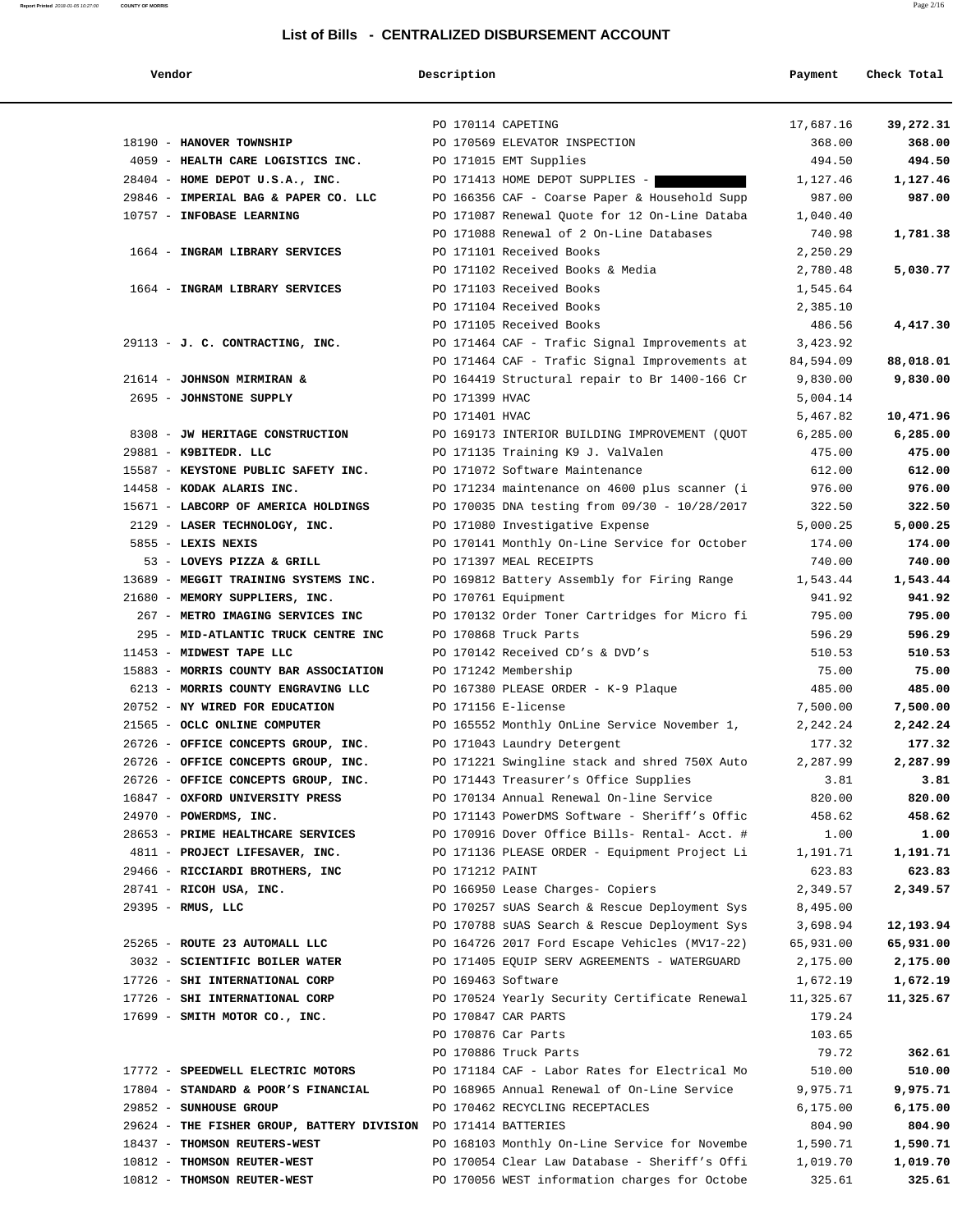## List of Bills - CENTRALIZED DISBURSEMENT ACCOUNT

| Vendor | Description | Payment | Check Total |
|---|---|---|---|
| | PO 170114 CAPETING | 17,687.16 | **39,272.31** |
| 18190 - **HANOVER TOWNSHIP** | PO 170569 ELEVATOR INSPECTION | 368.00 | **368.00** |
| 4059 - **HEALTH CARE LOGISTICS INC.** | PO 171015 EMT Supplies | 494.50 | **494.50** |
| 28404 - **HOME DEPOT U.S.A., INC.** | PO 171413 HOME DEPOT SUPPLIES - | 1,127.46 | **1,127.46** |
| 29846 - **IMPERIAL BAG & PAPER CO. LLC** | PO 166356 CAF - Coarse Paper & Household Supp | 987.00 | **987.00** |
| 10757 - **INFOBASE LEARNING** | PO 171087 Renewal Quote for 12 On-Line Databa | 1,040.40 | |
| | PO 171088 Renewal of 2 On-Line Databases | 740.98 | **1,781.38** |
| 1664 - **INGRAM LIBRARY SERVICES** | PO 171101 Received Books | 2,250.29 | |
| | PO 171102 Received Books & Media | 2,780.48 | **5,030.77** |
| 1664 - **INGRAM LIBRARY SERVICES** | PO 171103 Received Books | 1,545.64 | |
| | PO 171104 Received Books | 2,385.10 | |
| | PO 171105 Received Books | 486.56 | **4,417.30** |
| 29113 - **J. C. CONTRACTING, INC.** | PO 171464 CAF - Trafic Signal Improvements at | 3,423.92 | |
| | PO 171464 CAF - Trafic Signal Improvements at | 84,594.09 | **88,018.01** |
| 21614 - **JOHNSON MIRMIRAN &** | PO 164419 Structural repair to Br 1400-166 Cr | 9,830.00 | **9,830.00** |
| 2695 - **JOHNSTONE SUPPLY** | PO 171399 HVAC | 5,004.14 | |
| | PO 171401 HVAC | 5,467.82 | **10,471.96** |
| 8308 - **JW HERITAGE CONSTRUCTION** | PO 169173 INTERIOR BUILDING IMPROVEMENT (QUOT | 6,285.00 | **6,285.00** |
| 29881 - **K9BITEDR. LLC** | PO 171135 Training K9 J. ValValen | 475.00 | **475.00** |
| 15587 - **KEYSTONE PUBLIC SAFETY INC.** | PO 171072 Software Maintenance | 612.00 | **612.00** |
| 14458 - **KODAK ALARIS INC.** | PO 171234 maintenance on 4600 plus scanner (i | 976.00 | **976.00** |
| 15671 - **LABCORP OF AMERICA HOLDINGS** | PO 170035 DNA testing from 09/30 - 10/28/2017 | 322.50 | **322.50** |
| 2129 - **LASER TECHNOLOGY, INC.** | PO 171080 Investigative Expense | 5,000.25 | **5,000.25** |
| 5855 - **LEXIS NEXIS** | PO 170141 Monthly On-Line Service for October | 174.00 | **174.00** |
| 53 - **LOVEYS PIZZA & GRILL** | PO 171397 MEAL RECEIPTS | 740.00 | **740.00** |
| 13689 - **MEGGIT TRAINING SYSTEMS INC.** | PO 169812 Battery Assembly for Firing Range | 1,543.44 | **1,543.44** |
| 21680 - **MEMORY SUPPLIERS, INC.** | PO 170761 Equipment | 941.92 | **941.92** |
| 267 - **METRO IMAGING SERVICES INC** | PO 170132 Order Toner Cartridges for Micro fi | 795.00 | **795.00** |
| 295 - **MID-ATLANTIC TRUCK CENTRE INC** | PO 170868 Truck Parts | 596.29 | **596.29** |
| 11453 - **MIDWEST TAPE LLC** | PO 170142 Received CD's & DVD's | 510.53 | **510.53** |
| 15883 - **MORRIS COUNTY BAR ASSOCIATION** | PO 171242 Membership | 75.00 | **75.00** |
| 6213 - **MORRIS COUNTY ENGRAVING LLC** | PO 167380 PLEASE ORDER - K-9 Plaque | 485.00 | **485.00** |
| 20752 - **NY WIRED FOR EDUCATION** | PO 171156 E-license | 7,500.00 | **7,500.00** |
| 21565 - **OCLC ONLINE COMPUTER** | PO 165552 Monthly OnLine Service November 1, | 2,242.24 | **2,242.24** |
| 26726 - **OFFICE CONCEPTS GROUP, INC.** | PO 171043 Laundry Detergent | 177.32 | **177.32** |
| 26726 - **OFFICE CONCEPTS GROUP, INC.** | PO 171221 Swingline stack and shred 750X Auto | 2,287.99 | **2,287.99** |
| 26726 - **OFFICE CONCEPTS GROUP, INC.** | PO 171443 Treasurer's Office Supplies | 3.81 | **3.81** |
| 16847 - **OXFORD UNIVERSITY PRESS** | PO 170134 Annual Renewal On-line Service | 820.00 | **820.00** |
| 24970 - **POWERDMS, INC.** | PO 171143 PowerDMS Software - Sheriff's Offic | 458.62 | **458.62** |
| 28653 - **PRIME HEALTHCARE SERVICES** | PO 170916 Dover Office Bills- Rental- Acct. # | 1.00 | **1.00** |
| 4811 - **PROJECT LIFESAVER, INC.** | PO 171136 PLEASE ORDER - Equipment Project Li | 1,191.71 | **1,191.71** |
| 29466 - **RICCIARDI BROTHERS, INC** | PO 171212 PAINT | 623.83 | **623.83** |
| 28741 - **RICOH USA, INC.** | PO 166950 Lease Charges- Copiers | 2,349.57 | **2,349.57** |
| 29395 - **RMUS, LLC** | PO 170257 sUAS Search & Rescue Deployment Sys | 8,495.00 | |
| | PO 170788 sUAS Search & Rescue Deployment Sys | 3,698.94 | **12,193.94** |
| 25265 - **ROUTE 23 AUTOMALL LLC** | PO 164726 2017 Ford Escape Vehicles (MV17-22) | 65,931.00 | **65,931.00** |
| 3032 - **SCIENTIFIC BOILER WATER** | PO 171405 EQUIP SERV AGREEMENTS - WATERGUARD | 2,175.00 | **2,175.00** |
| 17726 - **SHI INTERNATIONAL CORP** | PO 169463 Software | 1,672.19 | **1,672.19** |
| 17726 - **SHI INTERNATIONAL CORP** | PO 170524 Yearly Security Certificate Renewal | 11,325.67 | **11,325.67** |
| 17699 - **SMITH MOTOR CO., INC.** | PO 170847 CAR PARTS | 179.24 | |
| | PO 170876 Car Parts | 103.65 | |
| | PO 170886 Truck Parts | 79.72 | **362.61** |
| 17772 - **SPEEDWELL ELECTRIC MOTORS** | PO 171184 CAF - Labor Rates for Electrical Mo | 510.00 | **510.00** |
| 17804 - **STANDARD & POOR'S FINANCIAL** | PO 168965 Annual Renewal of On-Line Service | 9,975.71 | **9,975.71** |
| 29852 - **SUNHOUSE GROUP** | PO 170462 RECYCLING RECEPTACLES | 6,175.00 | **6,175.00** |
| 29624 - **THE FISHER GROUP, BATTERY DIVISION** | PO 171414 BATTERIES | 804.90 | **804.90** |
| 18437 - **THOMSON REUTERS-WEST** | PO 168103 Monthly On-Line Service for Novembe | 1,590.71 | **1,590.71** |
| 10812 - **THOMSON REUTER-WEST** | PO 170054 Clear Law Database - Sheriff's Offi | 1,019.70 | **1,019.70** |
| 10812 - **THOMSON REUTER-WEST** | PO 170056 WEST information charges for Octobe | 325.61 | **325.61** |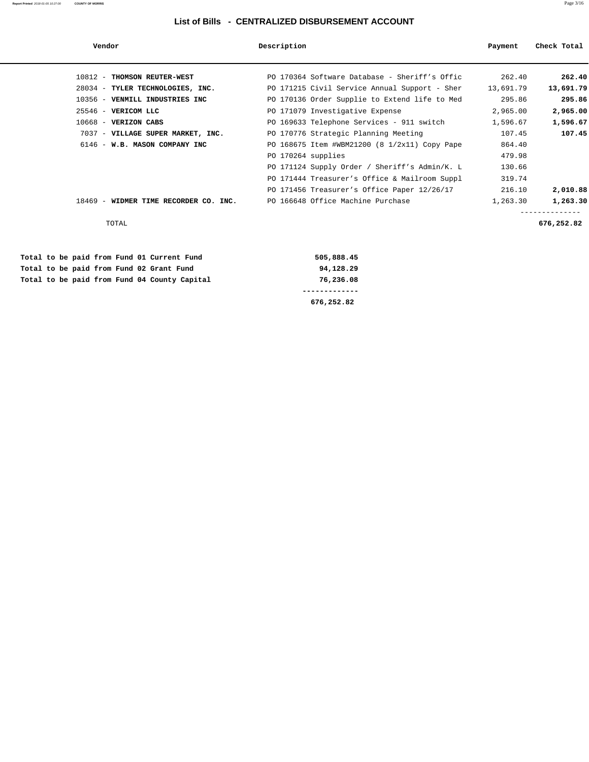## List of Bills - CENTRALIZED DISBURSEMENT ACCOUNT

| Vendor | Description | Payment | Check Total |
|---|---|---|---|
| 10812 - **THOMSON REUTER-WEST** | PO 170364 Software Database - Sheriff's Offic | 262.40 | **262.40** |
| 28034 - **TYLER TECHNOLOGIES, INC.** | PO 171215 Civil Service Annual Support - Sher | 13,691.79 | **13,691.79** |
| 10356 - **VENMILL INDUSTRIES INC** | PO 170136 Order Supplie to Extend life to Med | 295.86 | **295.86** |
| 25546 - **VERICOM LLC** | PO 171079 Investigative Expense | 2,965.00 | **2,965.00** |
| 10668 - **VERIZON CABS** | PO 169633 Telephone Services - 911 switch | 1,596.67 | **1,596.67** |
| 7037 - **VILLAGE SUPER MARKET, INC.** | PO 170776 Strategic Planning Meeting | 107.45 | **107.45** |
| 6146 - **W.B. MASON COMPANY INC** | PO 168675 Item #WBM21200 (8 1/2x11) Copy Pape | 864.40 | |
| | PO 170264 supplies | 479.98 | |
| | PO 171124 Supply Order / Sheriff's Admin/K. L | 130.66 | |
| | PO 171444 Treasurer's Office & Mailroom Suppl | 319.74 | |
| | PO 171456 Treasurer's Office Paper 12/26/17 | 216.10 | **2,010.88** |
| 18469 - **WIDMER TIME RECORDER CO. INC.** | PO 166648 Office Machine Purchase | 1,263.30 | **1,263.30** |
| TOTAL | | | **676,252.82** |

| | |
|---|---|
| **Total to be paid from Fund 01 Current Fund** | **505,888.45** |
| **Total to be paid from Fund 02 Grant Fund** | **94,128.29** |
| **Total to be paid from Fund 04 County Capital** | **76,236.08** |
| | **676,252.82** |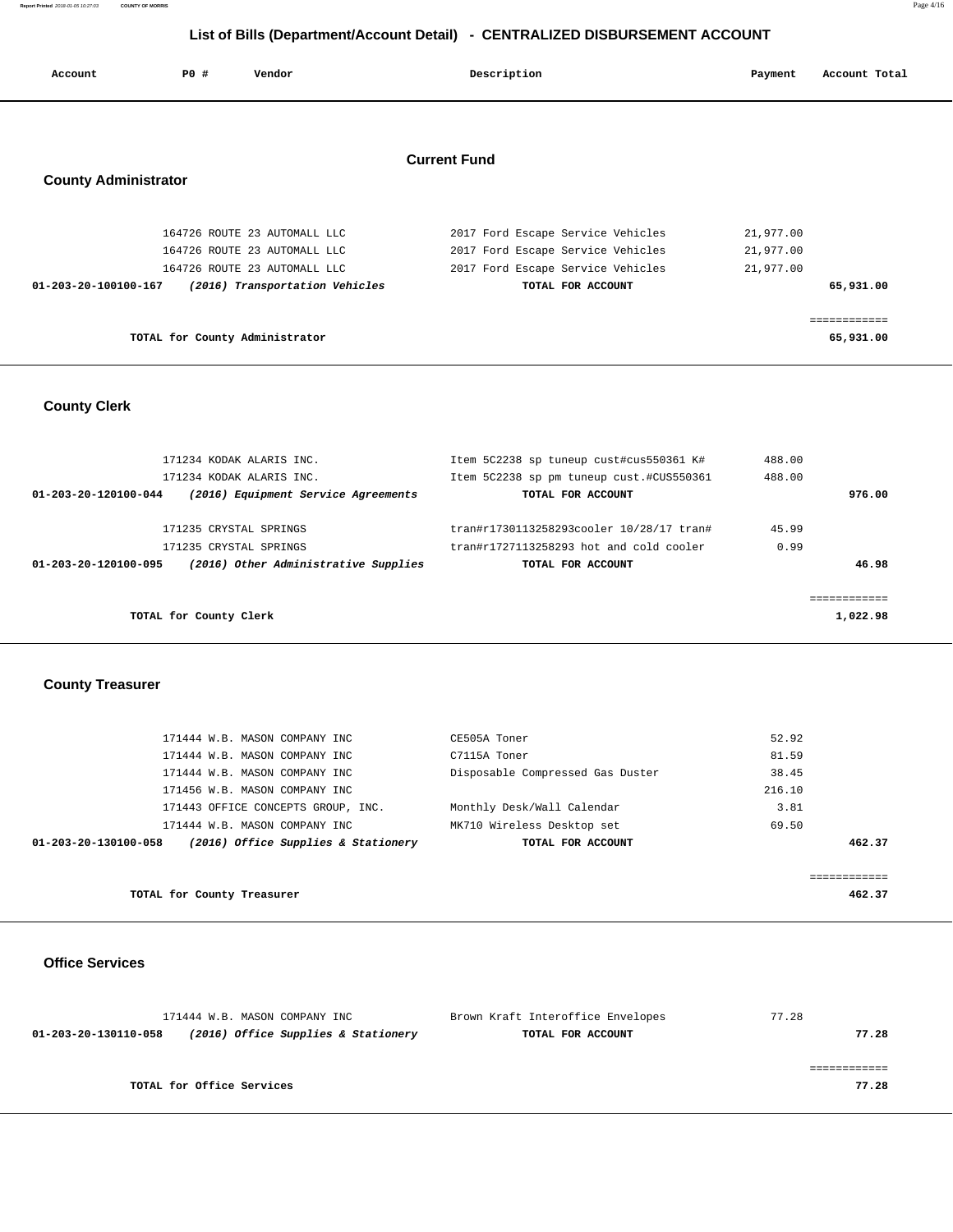# List of Bills (Department/Account Detail) - CENTRALIZED DISBURSEMENT ACCOUNT

| Account | PO # | Vendor | Description | Payment | Account Total |
|---|---|---|---|---|---|

## Current Fund

### County Administrator

| Account | PO # | Vendor | Description | Payment | Account Total |
|---|---|---|---|---|---|
| | 164726 | ROUTE 23 AUTOMALL LLC | 2017 Ford Escape Service Vehicles | 21,977.00 | |
| | 164726 | ROUTE 23 AUTOMALL LLC | 2017 Ford Escape Service Vehicles | 21,977.00 | |
| | 164726 | ROUTE 23 AUTOMALL LLC | 2017 Ford Escape Service Vehicles | 21,977.00 | |
| **01-203-20-100100-167** | | ***(2016) Transportation Vehicles*** | **TOTAL FOR ACCOUNT** | | **65,931.00** |
| | | | | | ============ |
| | | **TOTAL for County Administrator** | | | **65,931.00** |

### County Clerk

| Account | PO # | Vendor | Description | Payment | Account Total |
|---|---|---|---|---|---|
| | 171234 | KODAK ALARIS INC. | Item 5C2238 sp tuneup cust#cus550361 K# | 488.00 | |
| | 171234 | KODAK ALARIS INC. | Item 5C2238 sp pm tuneup cust.#CUS550361 | 488.00 | |
| **01-203-20-120100-044** | | ***(2016) Equipment Service Agreements*** | **TOTAL FOR ACCOUNT** | | **976.00** |
| | 171235 | CRYSTAL SPRINGS | tran#r1730113258293cooler 10/28/17 tran# | 45.99 | |
| | 171235 | CRYSTAL SPRINGS | tran#r1727113258293 hot and cold cooler | 0.99 | |
| **01-203-20-120100-095** | | ***(2016) Other Administrative Supplies*** | **TOTAL FOR ACCOUNT** | | **46.98** |
| | | | | | ============ |
| | | **TOTAL for County Clerk** | | | **1,022.98** |

### County Treasurer

| Account | PO # | Vendor | Description | Payment | Account Total |
|---|---|---|---|---|---|
| | 171444 | W.B. MASON COMPANY INC | CE505A Toner | 52.92 | |
| | 171444 | W.B. MASON COMPANY INC | C7115A Toner | 81.59 | |
| | 171444 | W.B. MASON COMPANY INC | Disposable Compressed Gas Duster | 38.45 | |
| | 171456 | W.B. MASON COMPANY INC | | 216.10 | |
| | 171443 | OFFICE CONCEPTS GROUP, INC. | Monthly Desk/Wall Calendar | 3.81 | |
| | 171444 | W.B. MASON COMPANY INC | MK710 Wireless Desktop set | 69.50 | |
| **01-203-20-130100-058** | | ***(2016) Office Supplies & Stationery*** | **TOTAL FOR ACCOUNT** | | **462.37** |
| | | | | | ============ |
| | | **TOTAL for County Treasurer** | | | **462.37** |

### Office Services

| Account | PO # | Vendor | Description | Payment | Account Total |
|---|---|---|---|---|---|
| | 171444 | W.B. MASON COMPANY INC | Brown Kraft Interoffice Envelopes | 77.28 | |
| **01-203-20-130110-058** | | ***(2016) Office Supplies & Stationery*** | **TOTAL FOR ACCOUNT** | | **77.28** |
| | | | | | ============ |
| | | **TOTAL for Office Services** | | | **77.28** |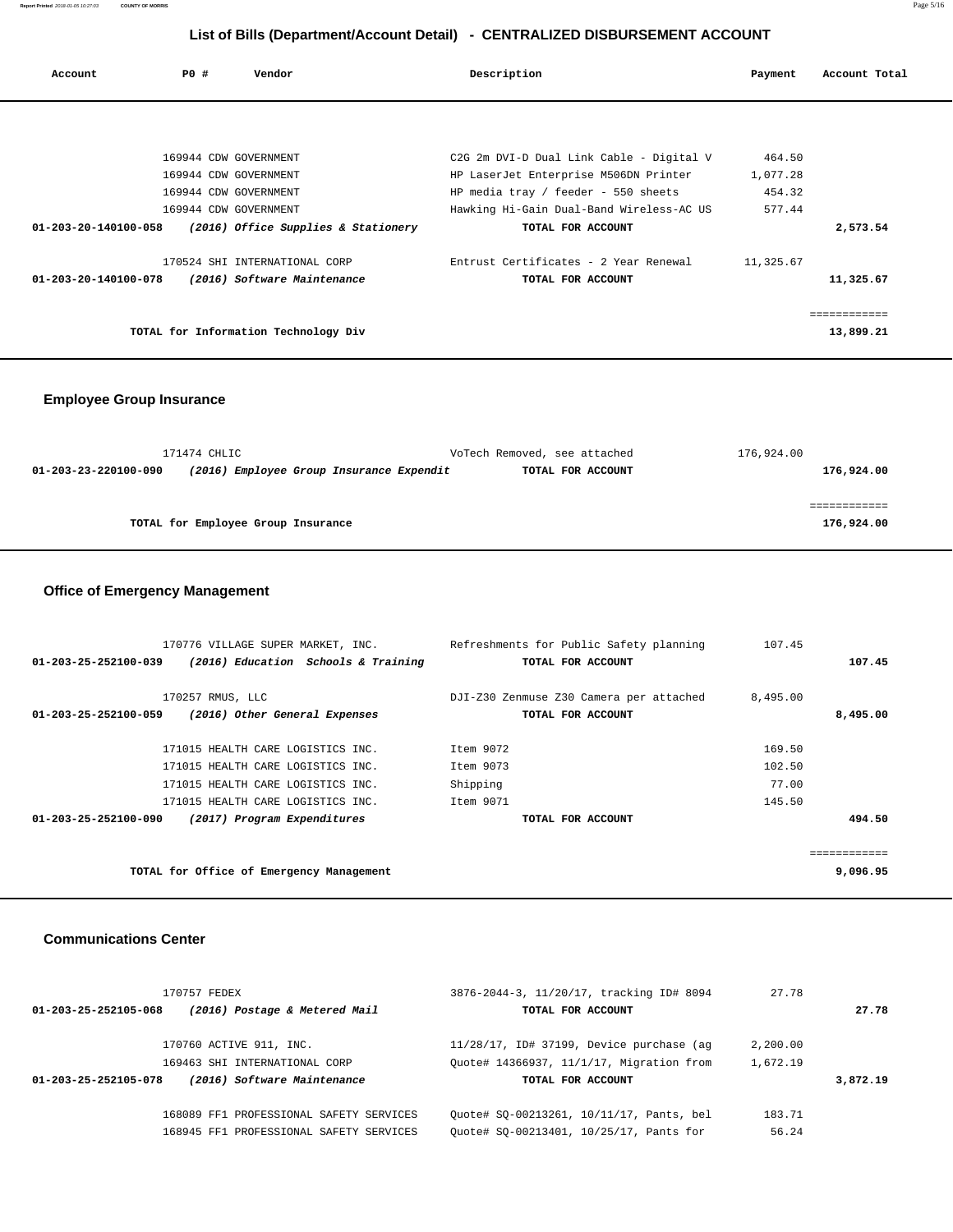## List of Bills (Department/Account Detail) - CENTRALIZED DISBURSEMENT ACCOUNT

| Account | PO # | Vendor | Description | Payment | Account Total |
|---|---|---|---|---|---|
| | 169944 | CDW GOVERNMENT | C2G 2m DVI-D Dual Link Cable - Digital V | 464.50 | |
| | 169944 | CDW GOVERNMENT | HP LaserJet Enterprise M506DN Printer | 1,077.28 | |
| | 169944 | CDW GOVERNMENT | HP media tray / feeder - 550 sheets | 454.32 | |
| | 169944 | CDW GOVERNMENT | Hawking Hi-Gain Dual-Band Wireless-AC US | 577.44 | |
| **01-203-20-140100-058** | | ***(2016) Office Supplies & Stationery*** | **TOTAL FOR ACCOUNT** | | **2,573.54** |
| | 170524 | SHI INTERNATIONAL CORP | Entrust Certificates - 2 Year Renewal | 11,325.67 | |
| **01-203-20-140100-078** | | ***(2016) Software Maintenance*** | **TOTAL FOR ACCOUNT** | | **11,325.67** |
| | | | | | ============ |
| | | **TOTAL for Information Technology Div** | | | **13,899.21** |

### Employee Group Insurance

| Account | PO # | Vendor | Description | Payment | Account Total |
|---|---|---|---|---|---|
| | 171474 | CHLIC | VoTech Removed, see attached | 176,924.00 | |
| **01-203-23-220100-090** | | ***(2016) Employee Group Insurance Expendit*** | **TOTAL FOR ACCOUNT** | | **176,924.00** |
| | | | | | ============ |
| | | **TOTAL for Employee Group Insurance** | | | **176,924.00** |

### Office of Emergency Management

| Account | PO # | Vendor | Description | Payment | Account Total |
|---|---|---|---|---|---|
| | 170776 | VILLAGE SUPER MARKET, INC. | Refreshments for Public Safety planning | 107.45 | |
| **01-203-25-252100-039** | | ***(2016) Education Schools & Training*** | **TOTAL FOR ACCOUNT** | | **107.45** |
| | 170257 | RMUS, LLC | DJI-Z30 Zenmuse Z30 Camera per attached | 8,495.00 | |
| **01-203-25-252100-059** | | ***(2016) Other General Expenses*** | **TOTAL FOR ACCOUNT** | | **8,495.00** |
| | 171015 | HEALTH CARE LOGISTICS INC. | Item 9072 | 169.50 | |
| | 171015 | HEALTH CARE LOGISTICS INC. | Item 9073 | 102.50 | |
| | 171015 | HEALTH CARE LOGISTICS INC. | Shipping | 77.00 | |
| | 171015 | HEALTH CARE LOGISTICS INC. | Item 9071 | 145.50 | |
| **01-203-25-252100-090** | | ***(2017) Program Expenditures*** | **TOTAL FOR ACCOUNT** | | **494.50** |
| | | | | | ============ |
| | | **TOTAL for Office of Emergency Management** | | | **9,096.95** |

### Communications Center

| Account | PO # | Vendor | Description | Payment | Account Total |
|---|---|---|---|---|---|
| | 170757 | FEDEX | 3876-2044-3, 11/20/17, tracking ID# 8094 | 27.78 | |
| **01-203-25-252105-068** | | ***(2016) Postage & Metered Mail*** | **TOTAL FOR ACCOUNT** | | **27.78** |
| | 170760 | ACTIVE 911, INC. | 11/28/17, ID# 37199, Device purchase (ag | 2,200.00 | |
| | 169463 | SHI INTERNATIONAL CORP | Quote# 14366937, 11/1/17, Migration from | 1,672.19 | |
| **01-203-25-252105-078** | | ***(2016) Software Maintenance*** | **TOTAL FOR ACCOUNT** | | **3,872.19** |
| | 168089 | FF1 PROFESSIONAL SAFETY SERVICES | Quote# SQ-00213261, 10/11/17, Pants, bel | 183.71 | |
| | 168945 | FF1 PROFESSIONAL SAFETY SERVICES | Quote# SQ-00213401, 10/25/17, Pants for | 56.24 | |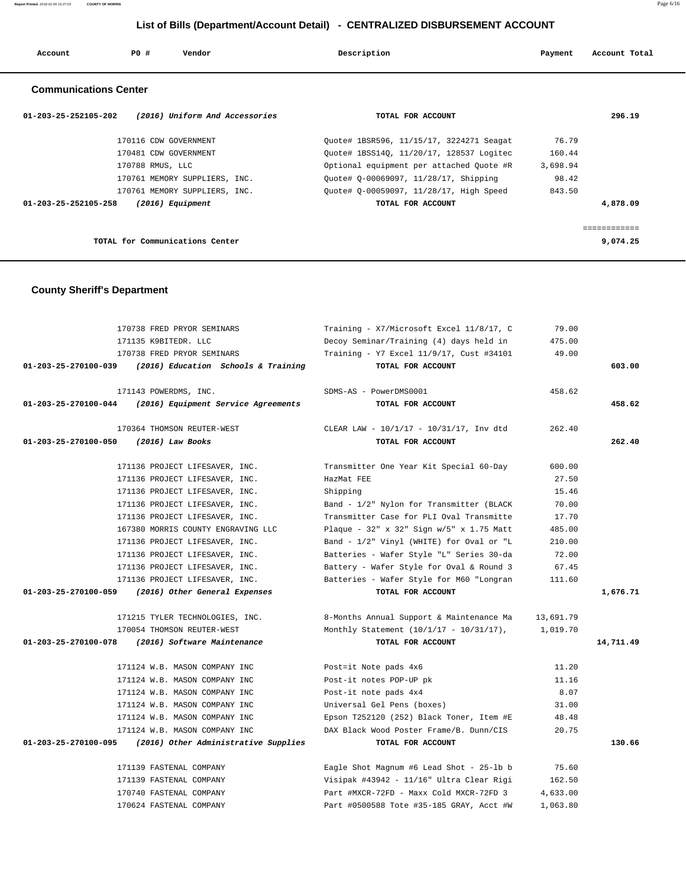## List of Bills (Department/Account Detail) - CENTRALIZED DISBURSEMENT ACCOUNT

| Account | PO # | Vendor | Description | Payment | Account Total |
|---|---|---|---|---|---|

### Communications Center

| Account | PO # | Vendor | Description | Payment | Account Total |
|---|---|---|---|---|---|
| 01-203-25-252105-202 | | (2016) Uniform And Accessories | TOTAL FOR ACCOUNT | | 296.19 |
| | 170116 | CDW GOVERNMENT | Quote# 1BSR596, 11/15/17, 3224271 Seagat | 76.79 | |
| | 170481 | CDW GOVERNMENT | Quote# 1BSS14Q, 11/20/17, 128537 Logitec | 160.44 | |
| | 170788 | RMUS, LLC | Optional equipment per attached Quote #R | 3,698.94 | |
| | 170761 | MEMORY SUPPLIERS, INC. | Quote# Q-00069097, 11/28/17, Shipping | 98.42 | |
| | 170761 | MEMORY SUPPLIERS, INC. | Quote# Q-00059097, 11/28/17, High Speed | 843.50 | |
| 01-203-25-252105-258 | | (2016) Equipment | TOTAL FOR ACCOUNT | | 4,878.09 |
| | | | | | ============ |
| | | TOTAL for Communications Center | | | 9,074.25 |

### County Sheriff's Department

| Account | PO # | Vendor | Description | Payment | Account Total |
|---|---|---|---|---|---|
| | 170738 | FRED PRYOR SEMINARS | Training - X7/Microsoft Excel 11/8/17, C | 79.00 | |
| | 171135 | K9BITEDR. LLC | Decoy Seminar/Training (4) days held in | 475.00 | |
| | 170738 | FRED PRYOR SEMINARS | Training - Y7 Excel 11/9/17, Cust #34101 | 49.00 | |
| 01-203-25-270100-039 | | (2016) Education Schools & Training | TOTAL FOR ACCOUNT | | 603.00 |
| | 171143 | POWERDMS, INC. | SDMS-AS - PowerDMS0001 | 458.62 | |
| 01-203-25-270100-044 | | (2016) Equipment Service Agreements | TOTAL FOR ACCOUNT | | 458.62 |
| | 170364 | THOMSON REUTER-WEST | CLEAR LAW - 10/1/17 - 10/31/17, Inv dtd | 262.40 | |
| 01-203-25-270100-050 | | (2016) Law Books | TOTAL FOR ACCOUNT | | 262.40 |
| | 171136 | PROJECT LIFESAVER, INC. | Transmitter One Year Kit Special 60-Day | 600.00 | |
| | 171136 | PROJECT LIFESAVER, INC. | HazMat FEE | 27.50 | |
| | 171136 | PROJECT LIFESAVER, INC. | Shipping | 15.46 | |
| | 171136 | PROJECT LIFESAVER, INC. | Band - 1/2" Nylon for Transmitter (BLACK | 70.00 | |
| | 171136 | PROJECT LIFESAVER, INC. | Transmitter Case for PLI Oval Transmitte | 17.70 | |
| | 167380 | MORRIS COUNTY ENGRAVING LLC | Plaque - 32" x 32" Sign w/5" x 1.75 Matt | 485.00 | |
| | 171136 | PROJECT LIFESAVER, INC. | Band - 1/2" Vinyl (WHITE) for Oval or "L | 210.00 | |
| | 171136 | PROJECT LIFESAVER, INC. | Batteries - Wafer Style "L" Series 30-da | 72.00 | |
| | 171136 | PROJECT LIFESAVER, INC. | Battery - Wafer Style for Oval & Round 3 | 67.45 | |
| | 171136 | PROJECT LIFESAVER, INC. | Batteries - Wafer Style for M60 "Longran | 111.60 | |
| 01-203-25-270100-059 | | (2016) Other General Expenses | TOTAL FOR ACCOUNT | | 1,676.71 |
| | 171215 | TYLER TECHNOLOGIES, INC. | 8-Months Annual Support & Maintenance Ma | 13,691.79 | |
| | 170054 | THOMSON REUTER-WEST | Monthly Statement (10/1/17 - 10/31/17), | 1,019.70 | |
| 01-203-25-270100-078 | | (2016) Software Maintenance | TOTAL FOR ACCOUNT | | 14,711.49 |
| | 171124 | W.B. MASON COMPANY INC | Post=it Note pads 4x6 | 11.20 | |
| | 171124 | W.B. MASON COMPANY INC | Post-it notes POP-UP pk | 11.16 | |
| | 171124 | W.B. MASON COMPANY INC | Post-it note pads 4x4 | 8.07 | |
| | 171124 | W.B. MASON COMPANY INC | Universal Gel Pens (boxes) | 31.00 | |
| | 171124 | W.B. MASON COMPANY INC | Epson T252120 (252) Black Toner, Item #E | 48.48 | |
| | 171124 | W.B. MASON COMPANY INC | DAX Black Wood Poster Frame/B. Dunn/CIS | 20.75 | |
| 01-203-25-270100-095 | | (2016) Other Administrative Supplies | TOTAL FOR ACCOUNT | | 130.66 |
| | 171139 | FASTENAL COMPANY | Eagle Shot Magnum #6 Lead Shot - 25-lb b | 75.60 | |
| | 171139 | FASTENAL COMPANY | Visipak #43942 - 11/16" Ultra Clear Rigi | 162.50 | |
| | 170740 | FASTENAL COMPANY | Part #MXCR-72FD - Maxx Cold MXCR-72FD 3 | 4,633.00 | |
| | 170624 | FASTENAL COMPANY | Part #0500588 Tote #35-185 GRAY, Acct #W | 1,063.80 | |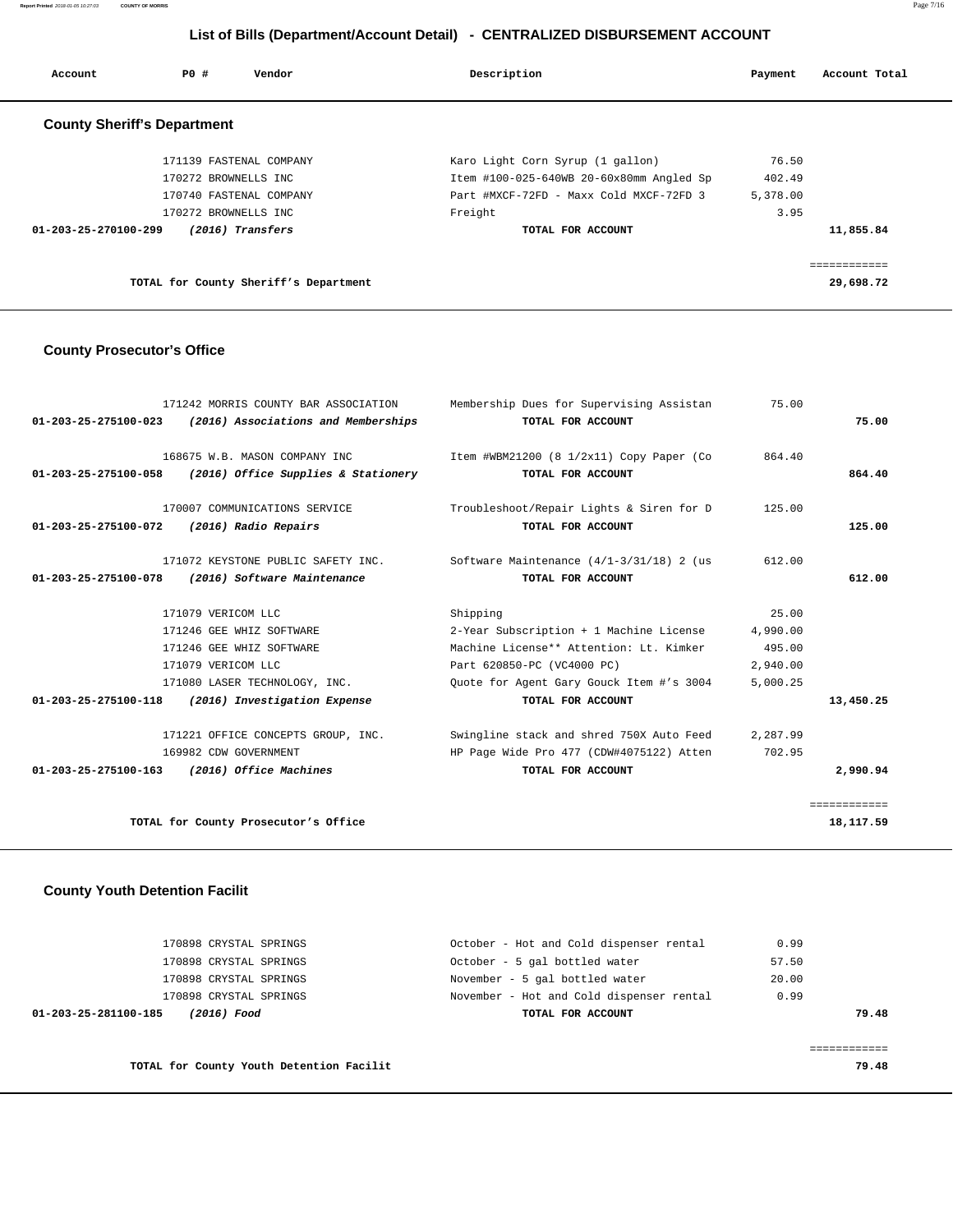# List of Bills (Department/Account Detail) - CENTRALIZED DISBURSEMENT ACCOUNT

| Account | PO # | Vendor | Description | Payment | Account Total |
|---|---|---|---|---|---|

## County Sheriff's Department

| Account | PO # | Vendor | Description | Payment | Account Total |
|---|---|---|---|---|---|
| | 171139 | FASTENAL COMPANY | Karo Light Corn Syrup (1 gallon) | 76.50 | |
| | 170272 | BROWNELLS INC | Item #100-025-640WB 20-60x80mm Angled Sp | 402.49 | |
| | 170740 | FASTENAL COMPANY | Part #MXCF-72FD - Maxx Cold MXCF-72FD 3 | 5,378.00 | |
| | 170272 | BROWNELLS INC | Freight | 3.95 | |
| 01-203-25-270100-299 | | *(2016) Transfers* | **TOTAL FOR ACCOUNT** | | 11,855.84 |
| | | | | | ============ |
| | | **TOTAL for County Sheriff's Department** | | | **29,698.72** |

## County Prosecutor's Office

| Account | PO # | Vendor | Description | Payment | Account Total |
|---|---|---|---|---|---|
| | 171242 | MORRIS COUNTY BAR ASSOCIATION | Membership Dues for Supervising Assistan | 75.00 | |
| 01-203-25-275100-023 | | *(2016) Associations and Memberships* | **TOTAL FOR ACCOUNT** | | 75.00 |
| | 168675 | W.B. MASON COMPANY INC | Item #WBM21200 (8 1/2x11) Copy Paper (Co | 864.40 | |
| 01-203-25-275100-058 | | *(2016) Office Supplies & Stationery* | **TOTAL FOR ACCOUNT** | | 864.40 |
| | 170007 | COMMUNICATIONS SERVICE | Troubleshoot/Repair Lights & Siren for D | 125.00 | |
| 01-203-25-275100-072 | | *(2016) Radio Repairs* | **TOTAL FOR ACCOUNT** | | 125.00 |
| | 171072 | KEYSTONE PUBLIC SAFETY INC. | Software Maintenance (4/1-3/31/18) 2 (us | 612.00 | |
| 01-203-25-275100-078 | | *(2016) Software Maintenance* | **TOTAL FOR ACCOUNT** | | 612.00 |
| | 171079 | VERICOM LLC | Shipping | 25.00 | |
| | 171246 | GEE WHIZ SOFTWARE | 2-Year Subscription + 1 Machine License | 4,990.00 | |
| | 171246 | GEE WHIZ SOFTWARE | Machine License** Attention: Lt. Kimker | 495.00 | |
| | 171079 | VERICOM LLC | Part 620850-PC (VC4000 PC) | 2,940.00 | |
| | 171080 | LASER TECHNOLOGY, INC. | Quote for Agent Gary Gouck Item #'s 3004 | 5,000.25 | |
| 01-203-25-275100-118 | | *(2016) Investigation Expense* | **TOTAL FOR ACCOUNT** | | 13,450.25 |
| | 171221 | OFFICE CONCEPTS GROUP, INC. | Swingline stack and shred 750X Auto Feed | 2,287.99 | |
| | 169982 | CDW GOVERNMENT | HP Page Wide Pro 477 (CDW#4075122) Atten | 702.95 | |
| 01-203-25-275100-163 | | *(2016) Office Machines* | **TOTAL FOR ACCOUNT** | | 2,990.94 |
| | | | | | ============ |
| | | **TOTAL for County Prosecutor's Office** | | | **18,117.59** |

## County Youth Detention Facilit

| Account | PO # | Vendor | Description | Payment | Account Total |
|---|---|---|---|---|---|
| | 170898 | CRYSTAL SPRINGS | October - Hot and Cold dispenser rental | 0.99 | |
| | 170898 | CRYSTAL SPRINGS | October - 5 gal bottled water | 57.50 | |
| | 170898 | CRYSTAL SPRINGS | November - 5 gal bottled water | 20.00 | |
| | 170898 | CRYSTAL SPRINGS | November - Hot and Cold dispenser rental | 0.99 | |
| 01-203-25-281100-185 | | *(2016) Food* | **TOTAL FOR ACCOUNT** | | 79.48 |
| | | | | | ============ |
| | | **TOTAL for County Youth Detention Facilit** | | | **79.48** |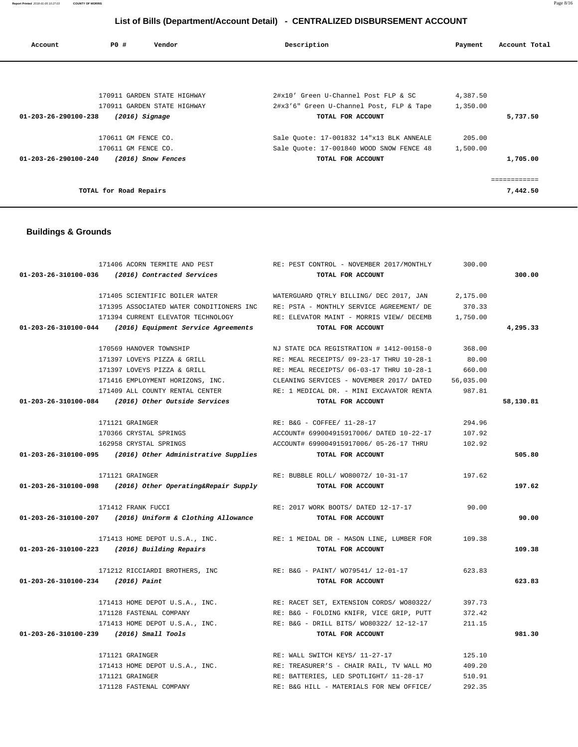# List of Bills (Department/Account Detail) - CENTRALIZED DISBURSEMENT ACCOUNT

| Account | PO # | Vendor | Description | Payment | Account Total |
|---|---|---|---|---|---|
| | 170911 | GARDEN STATE HIGHWAY | 2#x10' Green U-Channel Post FLP & SC | 4,387.50 | |
| | 170911 | GARDEN STATE HIGHWAY | 2#x3'6" Green U-Channel Post, FLP & Tape | 1,350.00 | |
| **01-203-26-290100-238** | | ***(2016) Signage*** | **TOTAL FOR ACCOUNT** | | **5,737.50** |
| | 170611 | GM FENCE CO. | Sale Quote: 17-001832 14"x13 BLK ANNEALE | 205.00 | |
| | 170611 | GM FENCE CO. | Sale Quote: 17-001840 WOOD SNOW FENCE 48 | 1,500.00 | |
| **01-203-26-290100-240** | | ***(2016) Snow Fences*** | **TOTAL FOR ACCOUNT** | | **1,705.00** |
| | | | | | ============ |
| | **TOTAL for Road Repairs** | | | | **7,442.50** |

## Buildings & Grounds

| Account | PO # | Vendor | Description | Payment | Account Total |
|---|---|---|---|---|---|
| | 171406 | ACORN TERMITE AND PEST | RE: PEST CONTROL - NOVEMBER 2017/MONTHLY | 300.00 | |
| **01-203-26-310100-036** | | ***(2016) Contracted Services*** | **TOTAL FOR ACCOUNT** | | **300.00** |
| | 171405 | SCIENTIFIC BOILER WATER | WATERGUARD QTRLY BILLING/ DEC 2017, JAN | 2,175.00 | |
| | 171395 | ASSOCIATED WATER CONDITIONERS INC | RE: PSTA - MONTHLY SERVICE AGREEMENT/ DE | 370.33 | |
| | 171394 | CURRENT ELEVATOR TECHNOLOGY | RE: ELEVATOR MAINT - MORRIS VIEW/ DECEMB | 1,750.00 | |
| **01-203-26-310100-044** | | ***(2016) Equipment Service Agreements*** | **TOTAL FOR ACCOUNT** | | **4,295.33** |
| | 170569 | HANOVER TOWNSHIP | NJ STATE DCA REGISTRATION # 1412-00158-0 | 368.00 | |
| | 171397 | LOVEYS PIZZA & GRILL | RE: MEAL RECEIPTS/ 09-23-17 THRU 10-28-1 | 80.00 | |
| | 171397 | LOVEYS PIZZA & GRILL | RE: MEAL RECEIPTS/ 06-03-17 THRU 10-28-1 | 660.00 | |
| | 171416 | EMPLOYMENT HORIZONS, INC. | CLEANING SERVICES - NOVEMBER 2017/ DATED | 56,035.00 | |
| | 171409 | ALL COUNTY RENTAL CENTER | RE: 1 MEDICAL DR. - MINI EXCAVATOR RENTA | 987.81 | |
| **01-203-26-310100-084** | | ***(2016) Other Outside Services*** | **TOTAL FOR ACCOUNT** | | **58,130.81** |
| | 171121 | GRAINGER | RE: B&G - COFFEE/ 11-28-17 | 294.96 | |
| | 170366 | CRYSTAL SPRINGS | ACCOUNT# 699004915917006/ DATED 10-22-17 | 107.92 | |
| | 162958 | CRYSTAL SPRINGS | ACCOUNT# 699004915917006/ 05-26-17 THRU | 102.92 | |
| **01-203-26-310100-095** | | ***(2016) Other Administrative Supplies*** | **TOTAL FOR ACCOUNT** | | **505.80** |
| | 171121 | GRAINGER | RE: BUBBLE ROLL/ WO80072/ 10-31-17 | 197.62 | |
| **01-203-26-310100-098** | | ***(2016) Other Operating&Repair Supply*** | **TOTAL FOR ACCOUNT** | | **197.62** |
| | 171412 | FRANK FUCCI | RE: 2017 WORK BOOTS/ DATED 12-17-17 | 90.00 | |
| **01-203-26-310100-207** | | ***(2016) Uniform & Clothing Allowance*** | **TOTAL FOR ACCOUNT** | | **90.00** |
| | 171413 | HOME DEPOT U.S.A., INC. | RE: 1 MEIDAL DR - MASON LINE, LUMBER FOR | 109.38 | |
| **01-203-26-310100-223** | | ***(2016) Building Repairs*** | **TOTAL FOR ACCOUNT** | | **109.38** |
| | 171212 | RICCIARDI BROTHERS, INC | RE: B&G - PAINT/ WO79541/ 12-01-17 | 623.83 | |
| **01-203-26-310100-234** | | ***(2016) Paint*** | **TOTAL FOR ACCOUNT** | | **623.83** |
| | 171413 | HOME DEPOT U.S.A., INC. | RE: RACET SET, EXTENSION CORDS/ WO80322/ | 397.73 | |
| | 171128 | FASTENAL COMPANY | RE: B&G - FOLDING KNIFR, VICE GRIP, PUTT | 372.42 | |
| | 171413 | HOME DEPOT U.S.A., INC. | RE: B&G - DRILL BITS/ WO80322/ 12-12-17 | 211.15 | |
| **01-203-26-310100-239** | | ***(2016) Small Tools*** | **TOTAL FOR ACCOUNT** | | **981.30** |
| | 171121 | GRAINGER | RE: WALL SWITCH KEYS/ 11-27-17 | 125.10 | |
| | 171413 | HOME DEPOT U.S.A., INC. | RE: TREASURER'S - CHAIR RAIL, TV WALL MO | 409.20 | |
| | 171121 | GRAINGER | RE: BATTERIES, LED SPOTLIGHT/ 11-28-17 | 510.91 | |
| | 171128 | FASTENAL COMPANY | RE: B&G HILL - MATERIALS FOR NEW OFFICE/ | 292.35 | |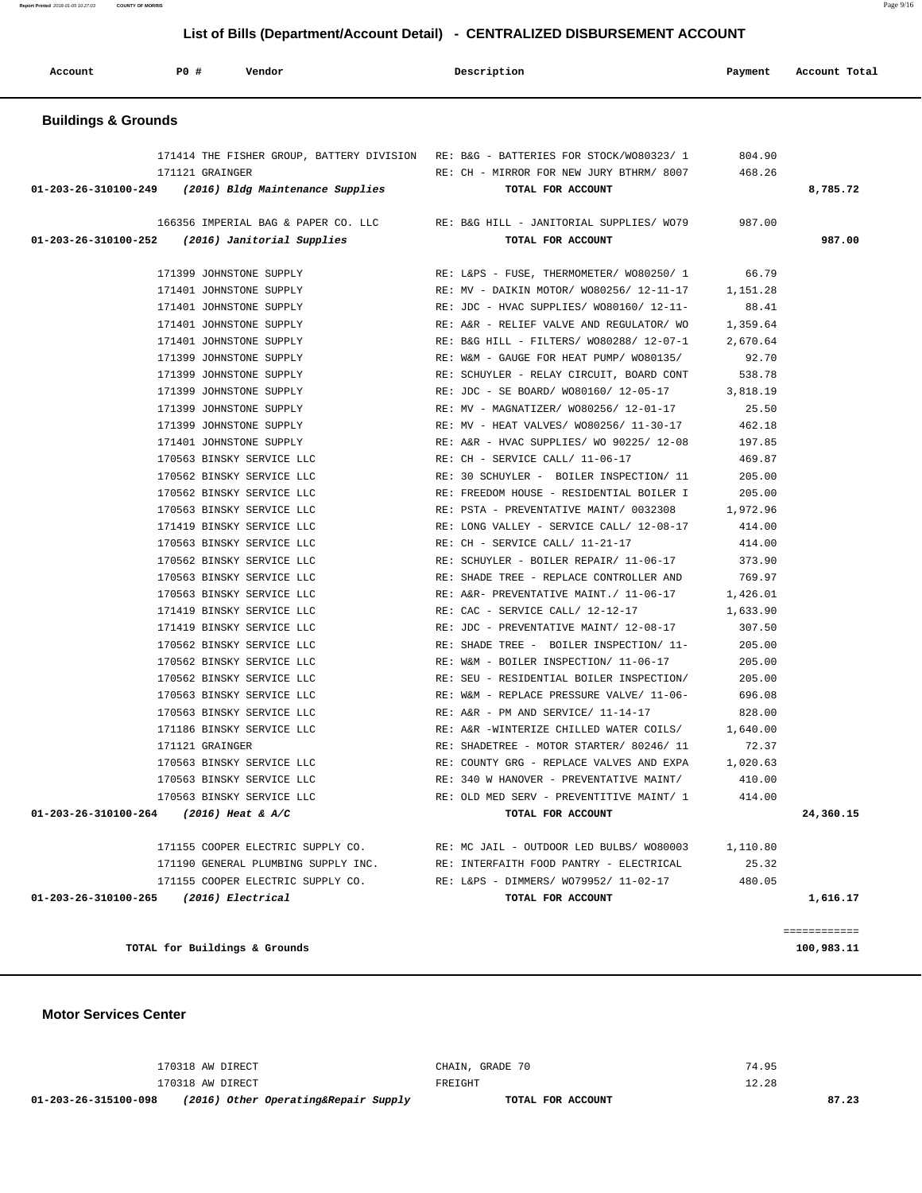# List of Bills (Department/Account Detail) - CENTRALIZED DISBURSEMENT ACCOUNT

| Account | PO # | Vendor | Description | Payment | Account Total |
|---|---|---|---|---|---|

## Buildings & Grounds

| Account | PO # | Vendor | Description | Payment | Account Total |
|---|---|---|---|---|---|
| | 171414 | THE FISHER GROUP, BATTERY DIVISION | RE: B&G - BATTERIES FOR STOCK/WO80323/ 1 | 804.90 | |
| | 171121 | GRAINGER | RE: CH - MIRROR FOR NEW JURY BTHRM/ 8007 | 468.26 | |
| **01-203-26-310100-249** | | ***(2016) Bldg Maintenance Supplies*** | **TOTAL FOR ACCOUNT** | | **8,785.72** |
| | 166356 | IMPERIAL BAG & PAPER CO. LLC | RE: B&G HILL - JANITORIAL SUPPLIES/ WO79 | 987.00 | |
| **01-203-26-310100-252** | | ***(2016) Janitorial Supplies*** | **TOTAL FOR ACCOUNT** | | **987.00** |
| | 171399 | JOHNSTONE SUPPLY | RE: L&PS - FUSE, THERMOMETER/ WO80250/ 1 | 66.79 | |
| | 171401 | JOHNSTONE SUPPLY | RE: MV - DAIKIN MOTOR/ WO80256/ 12-11-17 | 1,151.28 | |
| | 171401 | JOHNSTONE SUPPLY | RE: JDC - HVAC SUPPLIES/ WO80160/ 12-11- | 88.41 | |
| | 171401 | JOHNSTONE SUPPLY | RE: A&R - RELIEF VALVE AND REGULATOR/ WO | 1,359.64 | |
| | 171401 | JOHNSTONE SUPPLY | RE: B&G HILL - FILTERS/ WO80288/ 12-07-1 | 2,670.64 | |
| | 171399 | JOHNSTONE SUPPLY | RE: W&M - GAUGE FOR HEAT PUMP/ WO80135/ | 92.70 | |
| | 171399 | JOHNSTONE SUPPLY | RE: SCHUYLER - RELAY CIRCUIT, BOARD CONT | 538.78 | |
| | 171399 | JOHNSTONE SUPPLY | RE: JDC - SE BOARD/ WO80160/ 12-05-17 | 3,818.19 | |
| | 171399 | JOHNSTONE SUPPLY | RE: MV - MAGNATIZER/ WO80256/ 12-01-17 | 25.50 | |
| | 171399 | JOHNSTONE SUPPLY | RE: MV - HEAT VALVES/ WO80256/ 11-30-17 | 462.18 | |
| | 171401 | JOHNSTONE SUPPLY | RE: A&R - HVAC SUPPLIES/ WO 90225/ 12-08 | 197.85 | |
| | 170563 | BINSKY SERVICE LLC | RE: CH - SERVICE CALL/ 11-06-17 | 469.87 | |
| | 170562 | BINSKY SERVICE LLC | RE: 30 SCHUYLER - BOILER INSPECTION/ 11 | 205.00 | |
| | 170562 | BINSKY SERVICE LLC | RE: FREEDOM HOUSE - RESIDENTIAL BOILER I | 205.00 | |
| | 170563 | BINSKY SERVICE LLC | RE: PSTA - PREVENTATIVE MAINT/ 0032308 | 1,972.96 | |
| | 171419 | BINSKY SERVICE LLC | RE: LONG VALLEY - SERVICE CALL/ 12-08-17 | 414.00 | |
| | 170563 | BINSKY SERVICE LLC | RE: CH - SERVICE CALL/ 11-21-17 | 414.00 | |
| | 170562 | BINSKY SERVICE LLC | RE: SCHUYLER - BOILER REPAIR/ 11-06-17 | 373.90 | |
| | 170563 | BINSKY SERVICE LLC | RE: SHADE TREE - REPLACE CONTROLLER AND | 769.97 | |
| | 170563 | BINSKY SERVICE LLC | RE: A&R- PREVENTATIVE MAINT./ 11-06-17 | 1,426.01 | |
| | 171419 | BINSKY SERVICE LLC | RE: CAC - SERVICE CALL/ 12-12-17 | 1,633.90 | |
| | 171419 | BINSKY SERVICE LLC | RE: JDC - PREVENTATIVE MAINT/ 12-08-17 | 307.50 | |
| | 170562 | BINSKY SERVICE LLC | RE: SHADE TREE - BOILER INSPECTION/ 11- | 205.00 | |
| | 170562 | BINSKY SERVICE LLC | RE: W&M - BOILER INSPECTION/ 11-06-17 | 205.00 | |
| | 170562 | BINSKY SERVICE LLC | RE: SEU - RESIDENTIAL BOILER INSPECTION/ | 205.00 | |
| | 170563 | BINSKY SERVICE LLC | RE: W&M - REPLACE PRESSURE VALVE/ 11-06- | 696.08 | |
| | 170563 | BINSKY SERVICE LLC | RE: A&R - PM AND SERVICE/ 11-14-17 | 828.00 | |
| | 171186 | BINSKY SERVICE LLC | RE: A&R -WINTERIZE CHILLED WATER COILS/ | 1,640.00 | |
| | 171121 | GRAINGER | RE: SHADETREE - MOTOR STARTER/ 80246/ 11 | 72.37 | |
| | 170563 | BINSKY SERVICE LLC | RE: COUNTY GRG - REPLACE VALVES AND EXPA | 1,020.63 | |
| | 170563 | BINSKY SERVICE LLC | RE: 340 W HANOVER - PREVENTATIVE MAINT/ | 410.00 | |
| | 170563 | BINSKY SERVICE LLC | RE: OLD MED SERV - PREVENTITIVE MAINT/ 1 | 414.00 | |
| **01-203-26-310100-264** | | ***(2016) Heat & A/C*** | **TOTAL FOR ACCOUNT** | | **24,360.15** |
| | 171155 | COOPER ELECTRIC SUPPLY CO. | RE: MC JAIL - OUTDOOR LED BULBS/ WO80003 | 1,110.80 | |
| | 171190 | GENERAL PLUMBING SUPPLY INC. | RE: INTERFAITH FOOD PANTRY - ELECTRICAL | 25.32 | |
| | 171155 | COOPER ELECTRIC SUPPLY CO. | RE: L&PS - DIMMERS/ WO79952/ 11-02-17 | 480.05 | |
| **01-203-26-310100-265** | | ***(2016) Electrical*** | **TOTAL FOR ACCOUNT** | | **1,616.17** |
| | | | | | ============ |
| | | **TOTAL for Buildings & Grounds** | | | **100,983.11** |

## Motor Services Center

| Account | PO # | Vendor | Description | Payment | Account Total |
|---|---|---|---|---|---|
| | 170318 | AW DIRECT | CHAIN, GRADE 70 | 74.95 | |
| | 170318 | AW DIRECT | FREIGHT | 12.28 | |
| **01-203-26-315100-098** | | ***(2016) Other Operating&Repair Supply*** | **TOTAL FOR ACCOUNT** | | **87.23** |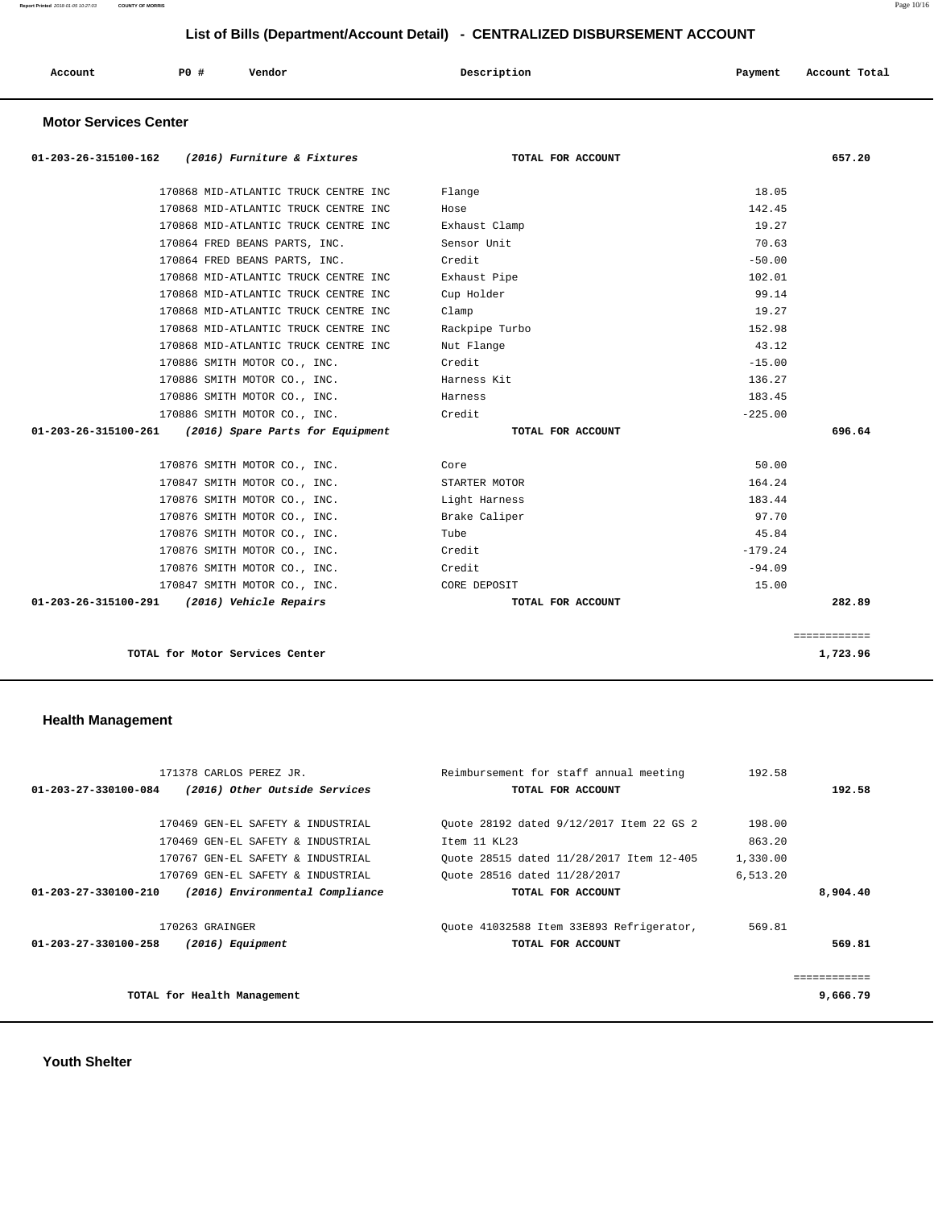# List of Bills (Department/Account Detail) - CENTRALIZED DISBURSEMENT ACCOUNT

| Account | PO # | Vendor | Description | Payment | Account Total |
|---|---|---|---|---|---|

## Motor Services Center

| Account | PO # | Vendor | Description | Payment | Account Total |
|---|---|---|---|---|---|
| **01-203-26-315100-162** | | ***(2016) Furniture & Fixtures*** | **TOTAL FOR ACCOUNT** | | **657.20** |
| | 170868 | MID-ATLANTIC TRUCK CENTRE INC | Flange | 18.05 | |
| | 170868 | MID-ATLANTIC TRUCK CENTRE INC | Hose | 142.45 | |
| | 170868 | MID-ATLANTIC TRUCK CENTRE INC | Exhaust Clamp | 19.27 | |
| | 170864 | FRED BEANS PARTS, INC. | Sensor Unit | 70.63 | |
| | 170864 | FRED BEANS PARTS, INC. | Credit | -50.00 | |
| | 170868 | MID-ATLANTIC TRUCK CENTRE INC | Exhaust Pipe | 102.01 | |
| | 170868 | MID-ATLANTIC TRUCK CENTRE INC | Cup Holder | 99.14 | |
| | 170868 | MID-ATLANTIC TRUCK CENTRE INC | Clamp | 19.27 | |
| | 170868 | MID-ATLANTIC TRUCK CENTRE INC | Rackpipe Turbo | 152.98 | |
| | 170868 | MID-ATLANTIC TRUCK CENTRE INC | Nut Flange | 43.12 | |
| | 170886 | SMITH MOTOR CO., INC. | Credit | -15.00 | |
| | 170886 | SMITH MOTOR CO., INC. | Harness Kit | 136.27 | |
| | 170886 | SMITH MOTOR CO., INC. | Harness | 183.45 | |
| | 170886 | SMITH MOTOR CO., INC. | Credit | -225.00 | |
| **01-203-26-315100-261** | | ***(2016) Spare Parts for Equipment*** | **TOTAL FOR ACCOUNT** | | **696.64** |
| | 170876 | SMITH MOTOR CO., INC. | Core | 50.00 | |
| | 170847 | SMITH MOTOR CO., INC. | STARTER MOTOR | 164.24 | |
| | 170876 | SMITH MOTOR CO., INC. | Light Harness | 183.44 | |
| | 170876 | SMITH MOTOR CO., INC. | Brake Caliper | 97.70 | |
| | 170876 | SMITH MOTOR CO., INC. | Tube | 45.84 | |
| | 170876 | SMITH MOTOR CO., INC. | Credit | -179.24 | |
| | 170876 | SMITH MOTOR CO., INC. | Credit | -94.09 | |
| | 170847 | SMITH MOTOR CO., INC. | CORE DEPOSIT | 15.00 | |
| **01-203-26-315100-291** | | ***(2016) Vehicle Repairs*** | **TOTAL FOR ACCOUNT** | | **282.89** |
| | | **TOTAL for Motor Services Center** | | | **1,723.96** |

## Health Management

| Account | PO # | Vendor | Description | Payment | Account Total |
|---|---|---|---|---|---|
| | 171378 | CARLOS PEREZ JR. | Reimbursement for staff annual meeting | 192.58 | |
| **01-203-27-330100-084** | | ***(2016) Other Outside Services*** | **TOTAL FOR ACCOUNT** | | **192.58** |
| | 170469 | GEN-EL SAFETY & INDUSTRIAL | Quote 28192 dated 9/12/2017 Item 22 GS 2 | 198.00 | |
| | 170469 | GEN-EL SAFETY & INDUSTRIAL | Item 11 KL23 | 863.20 | |
| | 170767 | GEN-EL SAFETY & INDUSTRIAL | Quote 28515 dated 11/28/2017 Item 12-405 | 1,330.00 | |
| | 170769 | GEN-EL SAFETY & INDUSTRIAL | Quote 28516 dated 11/28/2017 | 6,513.20 | |
| **01-203-27-330100-210** | | ***(2016) Environmental Compliance*** | **TOTAL FOR ACCOUNT** | | **8,904.40** |
| | 170263 | GRAINGER | Quote 41032588 Item 33E893 Refrigerator, | 569.81 | |
| **01-203-27-330100-258** | | ***(2016) Equipment*** | **TOTAL FOR ACCOUNT** | | **569.81** |
| | | **TOTAL for Health Management** | | | **9,666.79** |

## Youth Shelter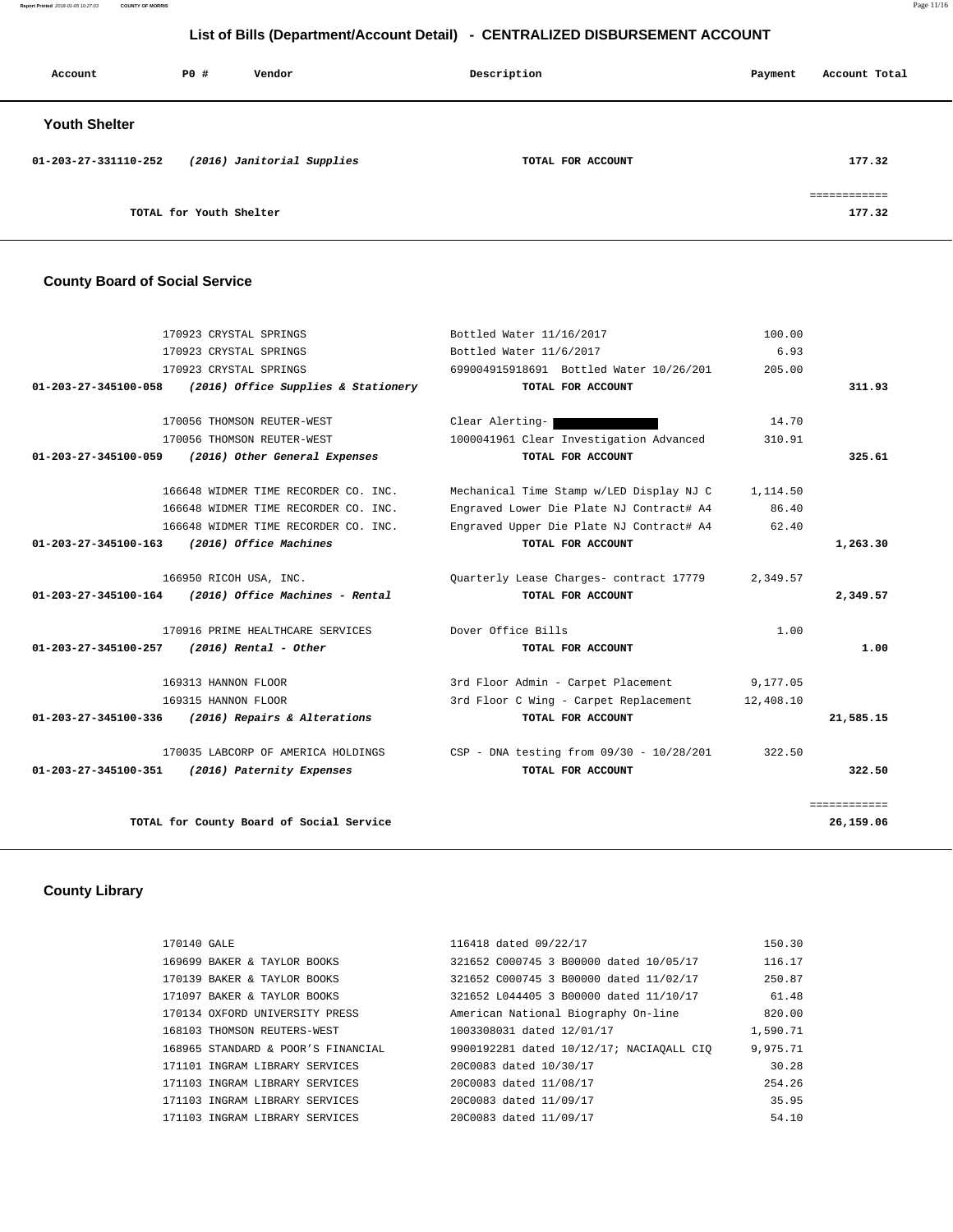# List of Bills (Department/Account Detail) - CENTRALIZED DISBURSEMENT ACCOUNT

| Account | PO # | Vendor | Description | Payment | Account Total |
|---|---|---|---|---|---|

## Youth Shelter

| Account | PO # | Vendor | Description | Payment | Account Total |
|---|---|---|---|---|---|
| 01-203-27-331110-252 | | *(2016) Janitorial Supplies* | TOTAL FOR ACCOUNT | | 177.32 |
| | | | | | ============ |
| | | TOTAL for Youth Shelter | | | 177.32 |

## County Board of Social Service

| Account | PO # | Vendor | Description | Payment | Account Total |
|---|---|---|---|---|---|
| | 170923 | CRYSTAL SPRINGS | Bottled Water 11/16/2017 | 100.00 | |
| | 170923 | CRYSTAL SPRINGS | Bottled Water 11/6/2017 | 6.93 | |
| | 170923 | CRYSTAL SPRINGS | 699004915918691 Bottled Water 10/26/201 | 205.00 | |
| 01-203-27-345100-058 | | *(2016) Office Supplies & Stationery* | TOTAL FOR ACCOUNT | | 311.93 |
| | 170056 | THOMSON REUTER-WEST | Clear Alerting- [redacted] | 14.70 | |
| | 170056 | THOMSON REUTER-WEST | 1000041961 Clear Investigation Advanced | 310.91 | |
| 01-203-27-345100-059 | | *(2016) Other General Expenses* | TOTAL FOR ACCOUNT | | 325.61 |
| | 166648 | WIDMER TIME RECORDER CO. INC. | Mechanical Time Stamp w/LED Display NJ C | 1,114.50 | |
| | 166648 | WIDMER TIME RECORDER CO. INC. | Engraved Lower Die Plate NJ Contract# A4 | 86.40 | |
| | 166648 | WIDMER TIME RECORDER CO. INC. | Engraved Upper Die Plate NJ Contract# A4 | 62.40 | |
| 01-203-27-345100-163 | | *(2016) Office Machines* | TOTAL FOR ACCOUNT | | 1,263.30 |
| | 166950 | RICOH USA, INC. | Quarterly Lease Charges- contract 17779 | 2,349.57 | |
| 01-203-27-345100-164 | | *(2016) Office Machines - Rental* | TOTAL FOR ACCOUNT | | 2,349.57 |
| | 170916 | PRIME HEALTHCARE SERVICES | Dover Office Bills | 1.00 | |
| 01-203-27-345100-257 | | *(2016) Rental - Other* | TOTAL FOR ACCOUNT | | 1.00 |
| | 169313 | HANNON FLOOR | 3rd Floor Admin - Carpet Placement | 9,177.05 | |
| | 169315 | HANNON FLOOR | 3rd Floor C Wing - Carpet Replacement | 12,408.10 | |
| 01-203-27-345100-336 | | *(2016) Repairs & Alterations* | TOTAL FOR ACCOUNT | | 21,585.15 |
| | 170035 | LABCORP OF AMERICA HOLDINGS | CSP - DNA testing from 09/30 - 10/28/201 | 322.50 | |
| 01-203-27-345100-351 | | *(2016) Paternity Expenses* | TOTAL FOR ACCOUNT | | 322.50 |
| | | | | | ============ |
| | | TOTAL for County Board of Social Service | | | 26,159.06 |

## County Library

| Account | PO # | Vendor | Description | Payment | Account Total |
|---|---|---|---|---|---|
| | 170140 | GALE | 116418 dated 09/22/17 | 150.30 | |
| | 169699 | BAKER & TAYLOR BOOKS | 321652 C000745 3 B00000 dated 10/05/17 | 116.17 | |
| | 170139 | BAKER & TAYLOR BOOKS | 321652 C000745 3 B00000 dated 11/02/17 | 250.87 | |
| | 171097 | BAKER & TAYLOR BOOKS | 321652 L044405 3 B00000 dated 11/10/17 | 61.48 | |
| | 170134 | OXFORD UNIVERSITY PRESS | American National Biography On-line | 820.00 | |
| | 168103 | THOMSON REUTERS-WEST | 1003308031 dated 12/01/17 | 1,590.71 | |
| | 168965 | STANDARD & POOR'S FINANCIAL | 9900192281 dated 10/12/17; NACIAQALL CIQ | 9,975.71 | |
| | 171101 | INGRAM LIBRARY SERVICES | 20C0083 dated 10/30/17 | 30.28 | |
| | 171103 | INGRAM LIBRARY SERVICES | 20C0083 dated 11/08/17 | 254.26 | |
| | 171103 | INGRAM LIBRARY SERVICES | 20C0083 dated 11/09/17 | 35.95 | |
| | 171103 | INGRAM LIBRARY SERVICES | 20C0083 dated 11/09/17 | 54.10 | |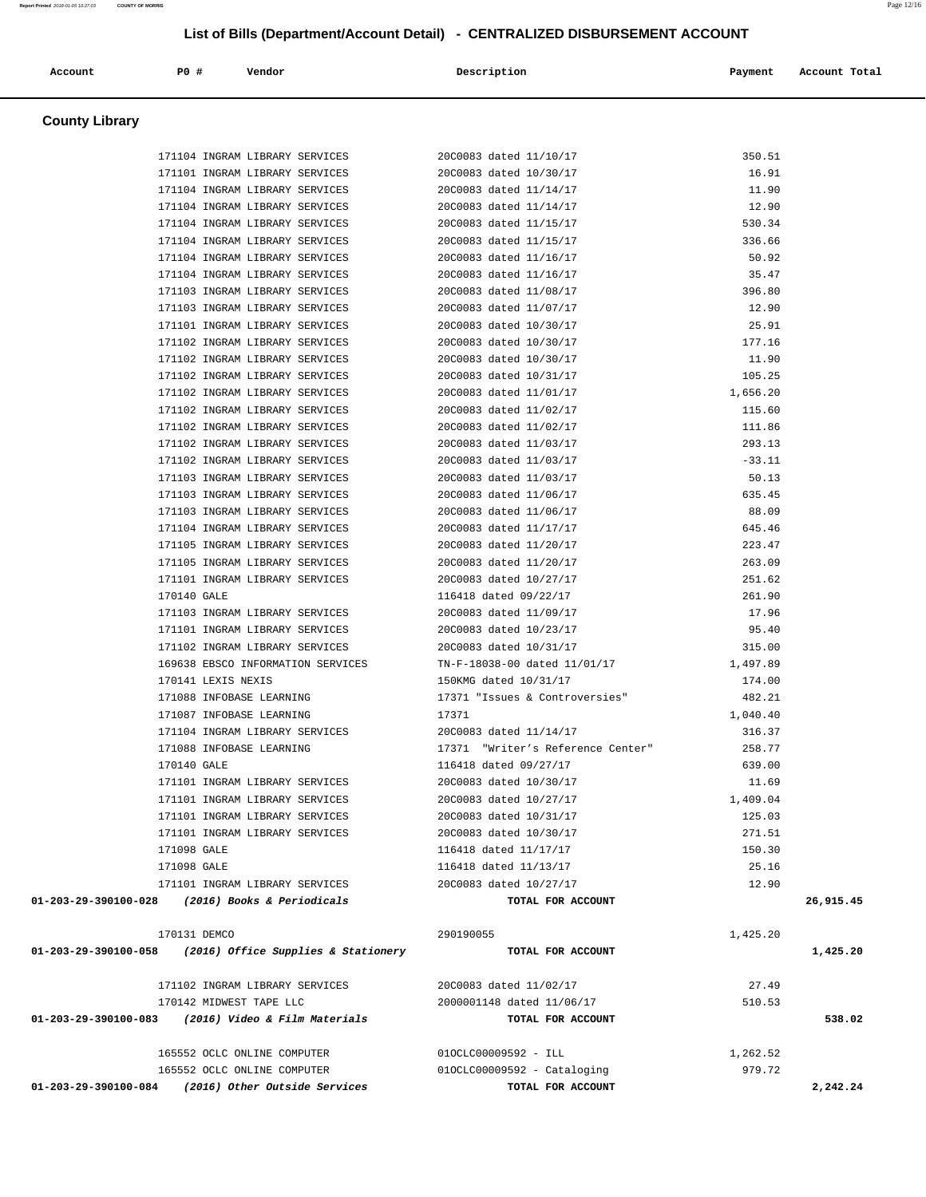# List of Bills (Department/Account Detail) - CENTRALIZED DISBURSEMENT ACCOUNT

## County Library

| Account | PO # | Vendor | Description | Payment | Account Total |
|---|---|---|---|---|---|
| | 171104 | INGRAM LIBRARY SERVICES | 20C0083 dated 11/10/17 | 350.51 | |
| | 171101 | INGRAM LIBRARY SERVICES | 20C0083 dated 10/30/17 | 16.91 | |
| | 171104 | INGRAM LIBRARY SERVICES | 20C0083 dated 11/14/17 | 11.90 | |
| | 171104 | INGRAM LIBRARY SERVICES | 20C0083 dated 11/14/17 | 12.90 | |
| | 171104 | INGRAM LIBRARY SERVICES | 20C0083 dated 11/15/17 | 530.34 | |
| | 171104 | INGRAM LIBRARY SERVICES | 20C0083 dated 11/15/17 | 336.66 | |
| | 171104 | INGRAM LIBRARY SERVICES | 20C0083 dated 11/16/17 | 50.92 | |
| | 171104 | INGRAM LIBRARY SERVICES | 20C0083 dated 11/16/17 | 35.47 | |
| | 171103 | INGRAM LIBRARY SERVICES | 20C0083 dated 11/08/17 | 396.80 | |
| | 171103 | INGRAM LIBRARY SERVICES | 20C0083 dated 11/07/17 | 12.90 | |
| | 171101 | INGRAM LIBRARY SERVICES | 20C0083 dated 10/30/17 | 25.91 | |
| | 171102 | INGRAM LIBRARY SERVICES | 20C0083 dated 10/30/17 | 177.16 | |
| | 171102 | INGRAM LIBRARY SERVICES | 20C0083 dated 10/30/17 | 11.90 | |
| | 171102 | INGRAM LIBRARY SERVICES | 20C0083 dated 10/31/17 | 105.25 | |
| | 171102 | INGRAM LIBRARY SERVICES | 20C0083 dated 11/01/17 | 1,656.20 | |
| | 171102 | INGRAM LIBRARY SERVICES | 20C0083 dated 11/02/17 | 115.60 | |
| | 171102 | INGRAM LIBRARY SERVICES | 20C0083 dated 11/02/17 | 111.86 | |
| | 171102 | INGRAM LIBRARY SERVICES | 20C0083 dated 11/03/17 | 293.13 | |
| | 171102 | INGRAM LIBRARY SERVICES | 20C0083 dated 11/03/17 | -33.11 | |
| | 171103 | INGRAM LIBRARY SERVICES | 20C0083 dated 11/03/17 | 50.13 | |
| | 171103 | INGRAM LIBRARY SERVICES | 20C0083 dated 11/06/17 | 635.45 | |
| | 171103 | INGRAM LIBRARY SERVICES | 20C0083 dated 11/06/17 | 88.09 | |
| | 171104 | INGRAM LIBRARY SERVICES | 20C0083 dated 11/17/17 | 645.46 | |
| | 171105 | INGRAM LIBRARY SERVICES | 20C0083 dated 11/20/17 | 223.47 | |
| | 171105 | INGRAM LIBRARY SERVICES | 20C0083 dated 11/20/17 | 263.09 | |
| | 171101 | INGRAM LIBRARY SERVICES | 20C0083 dated 10/27/17 | 251.62 | |
| | 170140 | GALE | 116418 dated 09/22/17 | 261.90 | |
| | 171103 | INGRAM LIBRARY SERVICES | 20C0083 dated 11/09/17 | 17.96 | |
| | 171101 | INGRAM LIBRARY SERVICES | 20C0083 dated 10/23/17 | 95.40 | |
| | 171102 | INGRAM LIBRARY SERVICES | 20C0083 dated 10/31/17 | 315.00 | |
| | 169638 | EBSCO INFORMATION SERVICES | TN-F-18038-00 dated 11/01/17 | 1,497.89 | |
| | 170141 | LEXIS NEXIS | 150KMG dated 10/31/17 | 174.00 | |
| | 171088 | INFOBASE LEARNING | 17371 "Issues & Controversies" | 482.21 | |
| | 171087 | INFOBASE LEARNING | 17371 | 1,040.40 | |
| | 171104 | INGRAM LIBRARY SERVICES | 20C0083 dated 11/14/17 | 316.37 | |
| | 171088 | INFOBASE LEARNING | 17371 "Writer's Reference Center" | 258.77 | |
| | 170140 | GALE | 116418 dated 09/27/17 | 639.00 | |
| | 171101 | INGRAM LIBRARY SERVICES | 20C0083 dated 10/30/17 | 11.69 | |
| | 171101 | INGRAM LIBRARY SERVICES | 20C0083 dated 10/27/17 | 1,409.04 | |
| | 171101 | INGRAM LIBRARY SERVICES | 20C0083 dated 10/31/17 | 125.03 | |
| | 171101 | INGRAM LIBRARY SERVICES | 20C0083 dated 10/30/17 | 271.51 | |
| | 171098 | GALE | 116418 dated 11/17/17 | 150.30 | |
| | 171098 | GALE | 116418 dated 11/13/17 | 25.16 | |
| | 171101 | INGRAM LIBRARY SERVICES | 20C0083 dated 10/27/17 | 12.90 | |
| **01-203-29-390100-028** | | ***(2016) Books & Periodicals*** | **TOTAL FOR ACCOUNT** | | **26,915.45** |
| | 170131 | DEMCO | 290190055 | 1,425.20 | |
| **01-203-29-390100-058** | | ***(2016) Office Supplies & Stationery*** | **TOTAL FOR ACCOUNT** | | **1,425.20** |
| | 171102 | INGRAM LIBRARY SERVICES | 20C0083 dated 11/02/17 | 27.49 | |
| | 170142 | MIDWEST TAPE LLC | 2000001148 dated 11/06/17 | 510.53 | |
| **01-203-29-390100-083** | | ***(2016) Video & Film Materials*** | **TOTAL FOR ACCOUNT** | | **538.02** |
| | 165552 | OCLC ONLINE COMPUTER | 01OCLC00009592 - ILL | 1,262.52 | |
| | 165552 | OCLC ONLINE COMPUTER | 01OCLC00009592 - Cataloging | 979.72 | |
| **01-203-29-390100-084** | | ***(2016) Other Outside Services*** | **TOTAL FOR ACCOUNT** | | **2,242.24** |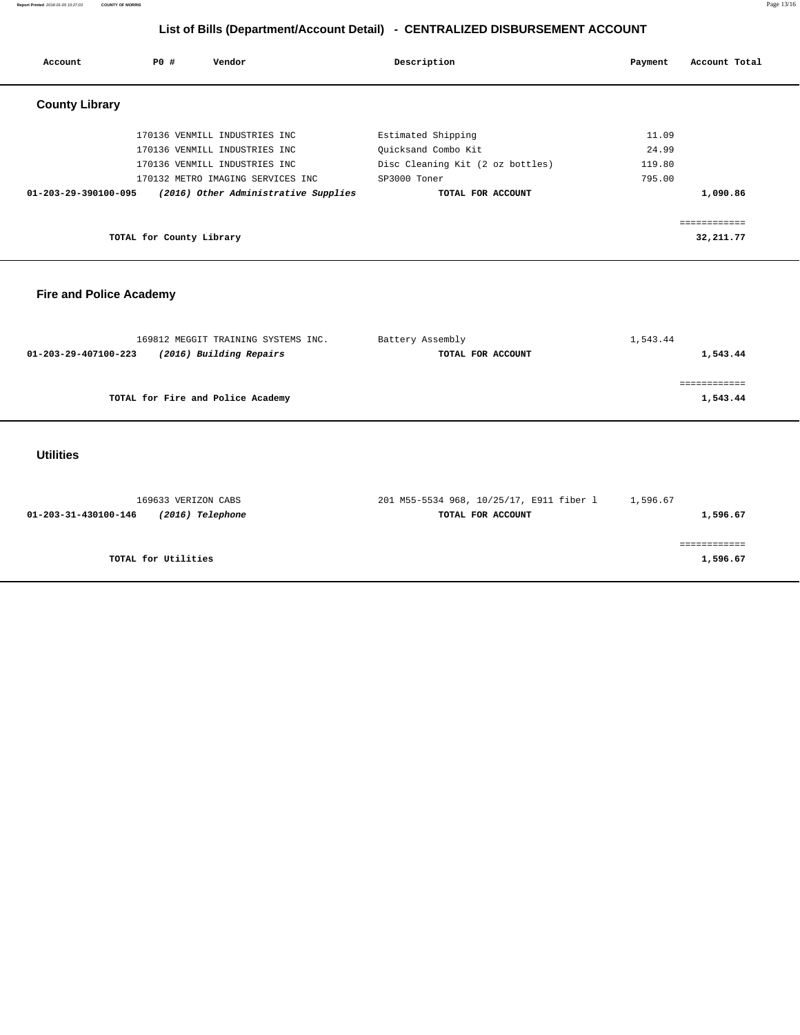# List of Bills (Department/Account Detail) - CENTRALIZED DISBURSEMENT ACCOUNT

| Account | PO # | Vendor | Description | Payment | Account Total |
|---|---|---|---|---|---|

## County Library

| Account | PO # | Vendor | Description | Payment | Account Total |
|---|---|---|---|---|---|
| | 170136 | VENMILL INDUSTRIES INC | Estimated Shipping | 11.09 | |
| | 170136 | VENMILL INDUSTRIES INC | Quicksand Combo Kit | 24.99 | |
| | 170136 | VENMILL INDUSTRIES INC | Disc Cleaning Kit (2 oz bottles) | 119.80 | |
| | 170132 | METRO IMAGING SERVICES INC | SP3000 Toner | 795.00 | |
| **01-203-29-390100-095** | | ***(2016) Other Administrative Supplies*** | **TOTAL FOR ACCOUNT** | | **1,090.86** |

**TOTAL for County Library** ============ **32,211.77**

## Fire and Police Academy

| Account | PO # | Vendor | Description | Payment | Account Total |
|---|---|---|---|---|---|
| | 169812 | MEGGIT TRAINING SYSTEMS INC. | Battery Assembly | 1,543.44 | |
| **01-203-29-407100-223** | | ***(2016) Building Repairs*** | **TOTAL FOR ACCOUNT** | | **1,543.44** |

**TOTAL for Fire and Police Academy** ============ **1,543.44**

## Utilities

| Account | PO # | Vendor | Description | Payment | Account Total |
|---|---|---|---|---|---|
| | 169633 | VERIZON CABS | 201 M55-5534 968, 10/25/17, E911 fiber l | 1,596.67 | |
| **01-203-31-430100-146** | | ***(2016) Telephone*** | **TOTAL FOR ACCOUNT** | | **1,596.67** |

**TOTAL for Utilities** ============ **1,596.67**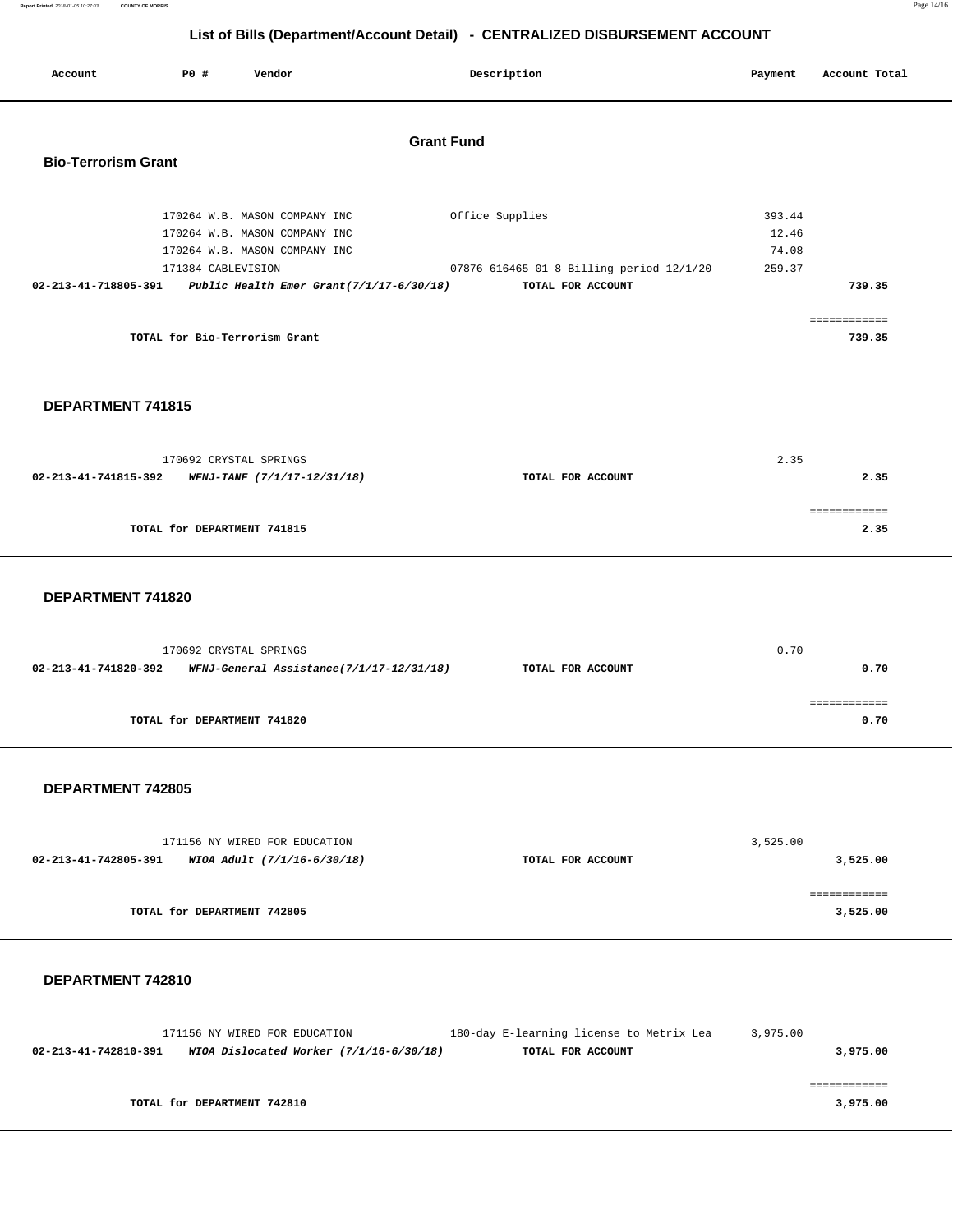# List of Bills (Department/Account Detail) - CENTRALIZED DISBURSEMENT ACCOUNT

| Account | P0 # | Vendor | Description | Payment | Account Total |
|---|---|---|---|---|---|

## Grant Fund

### Bio-Terrorism Grant

| Account | P0 # | Vendor | Description | Payment | Account Total |
|---|---|---|---|---|---|
| | 170264 | W.B. MASON COMPANY INC | Office Supplies | 393.44 | |
| | 170264 | W.B. MASON COMPANY INC | | 12.46 | |
| | 170264 | W.B. MASON COMPANY INC | | 74.08 | |
| | 171384 | CABLEVISION | 07876 616465 01 8 Billing period 12/1/20 | 259.37 | |
| **02-213-41-718805-391** | | ***Public Health Emer Grant(7/1/17-6/30/18)*** | **TOTAL FOR ACCOUNT** | | **739.35** |

**TOTAL for Bio-Terrorism Grant** ============ **739.35**

### DEPARTMENT 741815

| Account | P0 # | Vendor | Description | Payment | Account Total |
|---|---|---|---|---|---|
| | 170692 | CRYSTAL SPRINGS | | 2.35 | |
| **02-213-41-741815-392** | | ***WFNJ-TANF (7/1/17-12/31/18)*** | **TOTAL FOR ACCOUNT** | | **2.35** |

**TOTAL for DEPARTMENT 741815** ============ **2.35**

### DEPARTMENT 741820

| Account | P0 # | Vendor | Description | Payment | Account Total |
|---|---|---|---|---|---|
| | 170692 | CRYSTAL SPRINGS | | 0.70 | |
| **02-213-41-741820-392** | | ***WFNJ-General Assistance(7/1/17-12/31/18)*** | **TOTAL FOR ACCOUNT** | | **0.70** |

**TOTAL for DEPARTMENT 741820** ============ **0.70**

### DEPARTMENT 742805

| Account | P0 # | Vendor | Description | Payment | Account Total |
|---|---|---|---|---|---|
| | 171156 | NY WIRED FOR EDUCATION | | 3,525.00 | |
| **02-213-41-742805-391** | | ***WIOA Adult (7/1/16-6/30/18)*** | **TOTAL FOR ACCOUNT** | | **3,525.00** |

**TOTAL for DEPARTMENT 742805** ============ **3,525.00**

### DEPARTMENT 742810

| Account | P0 # | Vendor | Description | Payment | Account Total |
|---|---|---|---|---|---|
| | 171156 | NY WIRED FOR EDUCATION | 180-day E-learning license to Metrix Lea | 3,975.00 | |
| **02-213-41-742810-391** | | ***WIOA Dislocated Worker (7/1/16-6/30/18)*** | **TOTAL FOR ACCOUNT** | | **3,975.00** |

**TOTAL for DEPARTMENT 742810** ============ **3,975.00**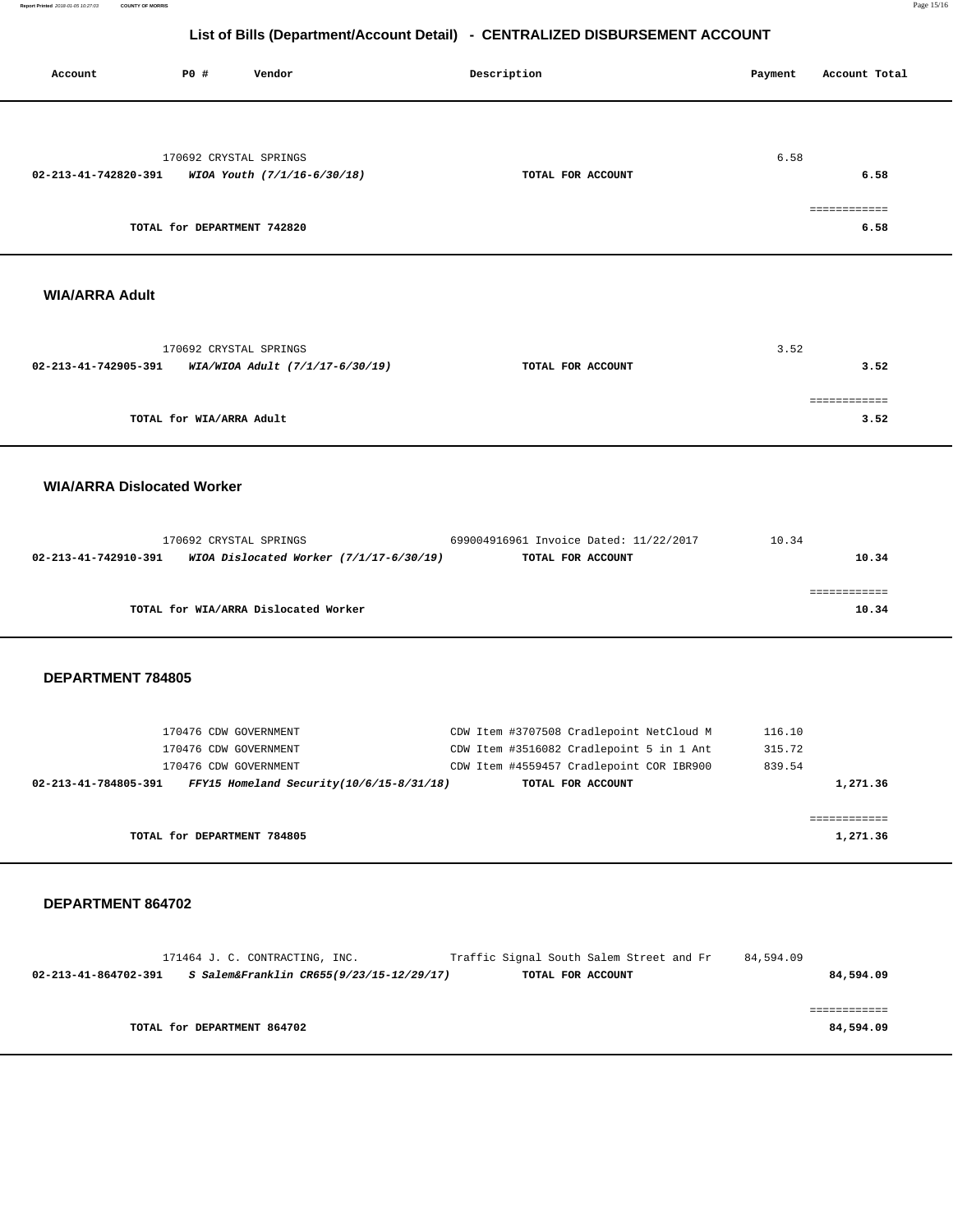## List of Bills (Department/Account Detail) - CENTRALIZED DISBURSEMENT ACCOUNT

| Account | PO # | Vendor | Description | Payment | Account Total |
|---|---|---|---|---|---|
| | 170692 | CRYSTAL SPRINGS | | 6.58 | |
| **02-213-41-742820-391** | | ***WIOA Youth (7/1/16-6/30/18)*** | **TOTAL FOR ACCOUNT** | | **6.58** |
| | | | | | ============ |
| | **TOTAL for DEPARTMENT 742820** | | | | **6.58** |

### WIA/ARRA Adult

| Account | PO # | Vendor | Description | Payment | Account Total |
|---|---|---|---|---|---|
| | 170692 | CRYSTAL SPRINGS | | 3.52 | |
| **02-213-41-742905-391** | | ***WIA/WIOA Adult (7/1/17-6/30/19)*** | **TOTAL FOR ACCOUNT** | | **3.52** |
| | | | | | ============ |
| | **TOTAL for WIA/ARRA Adult** | | | | **3.52** |

### WIA/ARRA Dislocated Worker

| Account | PO # | Vendor | Description | Payment | Account Total |
|---|---|---|---|---|---|
| | 170692 | CRYSTAL SPRINGS | 699004916961 Invoice Dated: 11/22/2017 | 10.34 | |
| **02-213-41-742910-391** | | ***WIOA Dislocated Worker (7/1/17-6/30/19)*** | **TOTAL FOR ACCOUNT** | | **10.34** |
| | | | | | ============ |
| | **TOTAL for WIA/ARRA Dislocated Worker** | | | | **10.34** |

### DEPARTMENT 784805

| Account | PO # | Vendor | Description | Payment | Account Total |
|---|---|---|---|---|---|
| | 170476 | CDW GOVERNMENT | CDW Item #3707508 Cradlepoint NetCloud M | 116.10 | |
| | 170476 | CDW GOVERNMENT | CDW Item #3516082 Cradlepoint 5 in 1 Ant | 315.72 | |
| | 170476 | CDW GOVERNMENT | CDW Item #4559457 Cradlepoint COR IBR900 | 839.54 | |
| **02-213-41-784805-391** | | ***FFY15 Homeland Security(10/6/15-8/31/18)*** | **TOTAL FOR ACCOUNT** | | **1,271.36** |
| | | | | | ============ |
| | **TOTAL for DEPARTMENT 784805** | | | | **1,271.36** |

### DEPARTMENT 864702

| Account | PO # | Vendor | Description | Payment | Account Total |
|---|---|---|---|---|---|
| | 171464 | J. C. CONTRACTING, INC. | Traffic Signal South Salem Street and Fr | 84,594.09 | |
| **02-213-41-864702-391** | | ***S Salem&Franklin CR655(9/23/15-12/29/17)*** | **TOTAL FOR ACCOUNT** | | **84,594.09** |
| | | | | | ============ |
| | **TOTAL for DEPARTMENT 864702** | | | | **84,594.09** |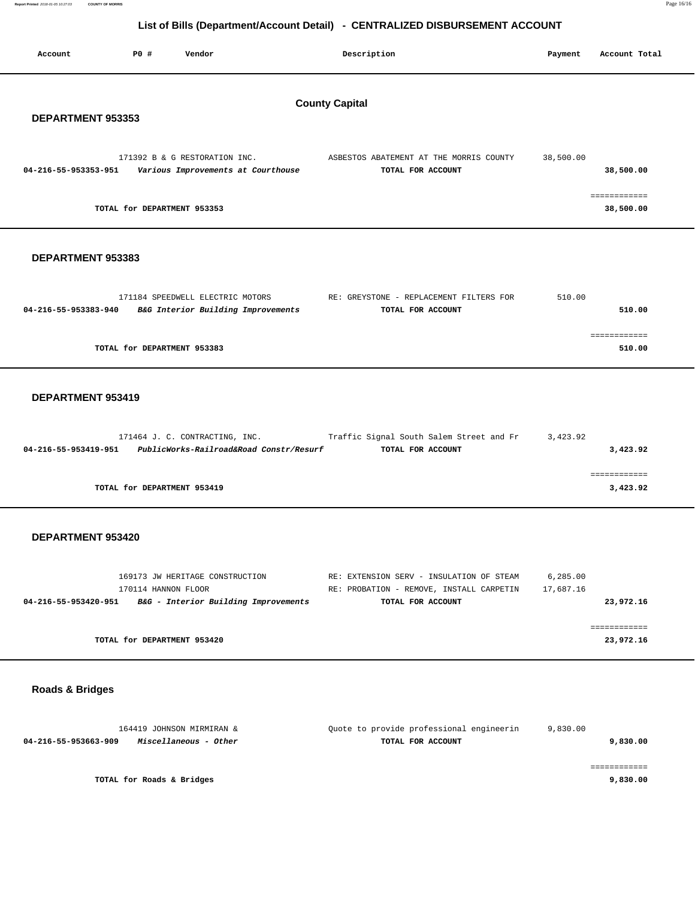# List of Bills (Department/Account Detail) - CENTRALIZED DISBURSEMENT ACCOUNT

| Account | PO # | Vendor | Description | Payment | Account Total |
|---|---|---|---|---|---|

## County Capital

### DEPARTMENT 953353

| Account | PO # | Vendor | Description | Payment | Account Total |
|---|---|---|---|---|---|
| | 171392 | B & G RESTORATION INC. | ASBESTOS ABATEMENT AT THE MORRIS COUNTY | 38,500.00 | |
| **04-216-55-953353-951** | | ***Various Improvements at Courthouse*** | **TOTAL FOR ACCOUNT** | | **38,500.00** |
| | | | | | ============ |
| | **TOTAL for DEPARTMENT 953353** | | | | **38,500.00** |

### DEPARTMENT 953383

| Account | PO # | Vendor | Description | Payment | Account Total |
|---|---|---|---|---|---|
| | 171184 | SPEEDWELL ELECTRIC MOTORS | RE: GREYSTONE - REPLACEMENT FILTERS FOR | 510.00 | |
| **04-216-55-953383-940** | | ***B&G Interior Building Improvements*** | **TOTAL FOR ACCOUNT** | | **510.00** |
| | | | | | ============ |
| | **TOTAL for DEPARTMENT 953383** | | | | **510.00** |

### DEPARTMENT 953419

| Account | PO # | Vendor | Description | Payment | Account Total |
|---|---|---|---|---|---|
| | 171464 | J. C. CONTRACTING, INC. | Traffic Signal South Salem Street and Fr | 3,423.92 | |
| **04-216-55-953419-951** | | ***PublicWorks-Railroad&Road Constr/Resurf*** | **TOTAL FOR ACCOUNT** | | **3,423.92** |
| | | | | | ============ |
| | **TOTAL for DEPARTMENT 953419** | | | | **3,423.92** |

### DEPARTMENT 953420

| Account | PO # | Vendor | Description | Payment | Account Total |
|---|---|---|---|---|---|
| | 169173 | JW HERITAGE CONSTRUCTION | RE: EXTENSION SERV - INSULATION OF STEAM | 6,285.00 | |
| | 170114 | HANNON FLOOR | RE: PROBATION - REMOVE, INSTALL CARPETIN | 17,687.16 | |
| **04-216-55-953420-951** | | ***B&G - Interior Building Improvements*** | **TOTAL FOR ACCOUNT** | | **23,972.16** |
| | | | | | ============ |
| | **TOTAL for DEPARTMENT 953420** | | | | **23,972.16** |

### Roads & Bridges

| Account | PO # | Vendor | Description | Payment | Account Total |
|---|---|---|---|---|---|
| | 164419 | JOHNSON MIRMIRAN & | Quote to provide professional engineerin | 9,830.00 | |
| **04-216-55-953663-909** | | ***Miscellaneous - Other*** | **TOTAL FOR ACCOUNT** | | **9,830.00** |
| | | | | | ============ |
| | **TOTAL for Roads & Bridges** | | | | **9,830.00** |